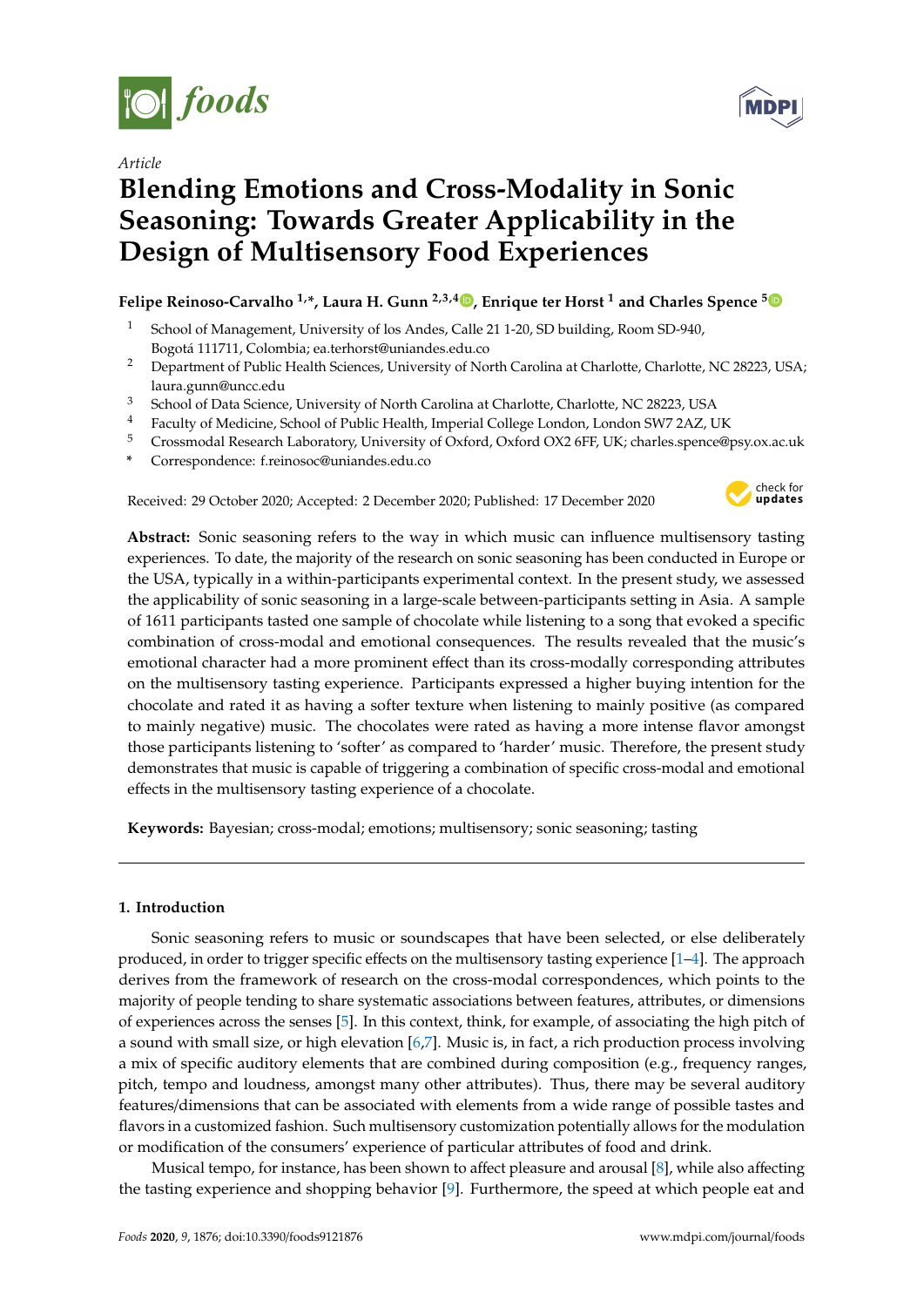*Article*

# Blending Emotions and Cross-Modality in Sonic Seasoning: Towards Greater Applicability in the Design of Multisensory Food Experiences

**Felipe Reinoso-Carvalho [1,*], Laura H. Gunn [2,3,4], Enrique ter Horst [1] and Charles Spence [5]**

1. School of Management, University of los Andes, Calle 21 1-20, SD building, Room SD-940, Bogotá 111711, Colombia; ea.terhorst@uniandes.edu.co
2. Department of Public Health Sciences, University of North Carolina at Charlotte, Charlotte, NC 28223, USA; laura.gunn@uncc.edu
3. School of Data Science, University of North Carolina at Charlotte, Charlotte, NC 28223, USA
4. Faculty of Medicine, School of Public Health, Imperial College London, London SW7 2AZ, UK
5. Crossmodal Research Laboratory, University of Oxford, Oxford OX2 6FF, UK; charles.spence@psy.ox.ac.uk

\* Correspondence: f.reinosoc@uniandes.edu.co

Received: 29 October 2020; Accepted: 2 December 2020; Published: 17 December 2020

**Abstract:** Sonic seasoning refers to the way in which music can influence multisensory tasting experiences. To date, the majority of the research on sonic seasoning has been conducted in Europe or the USA, typically in a within-participants experimental context. In the present study, we assessed the applicability of sonic seasoning in a large-scale between-participants setting in Asia. A sample of 1611 participants tasted one sample of chocolate while listening to a song that evoked a specific combination of cross-modal and emotional consequences. The results revealed that the music's emotional character had a more prominent effect than its cross-modally corresponding attributes on the multisensory tasting experience. Participants expressed a higher buying intention for the chocolate and rated it as having a softer texture when listening to mainly positive (as compared to mainly negative) music. The chocolates were rated as having a more intense flavor amongst those participants listening to 'softer' as compared to 'harder' music. Therefore, the present study demonstrates that music is capable of triggering a combination of specific cross-modal and emotional effects in the multisensory tasting experience of a chocolate.

**Keywords:** Bayesian; cross-modal; emotions; multisensory; sonic seasoning; tasting

## 1. Introduction

Sonic seasoning refers to music or soundscapes that have been selected, or else deliberately produced, in order to trigger specific effects on the multisensory tasting experience [1–4]. The approach derives from the framework of research on the cross-modal correspondences, which points to the majority of people tending to share systematic associations between features, attributes, or dimensions of experiences across the senses [5]. In this context, think, for example, of associating the high pitch of a sound with small size, or high elevation [6,7]. Music is, in fact, a rich production process involving a mix of specific auditory elements that are combined during composition (e.g., frequency ranges, pitch, tempo and loudness, amongst many other attributes). Thus, there may be several auditory features/dimensions that can be associated with elements from a wide range of possible tastes and flavors in a customized fashion. Such multisensory customization potentially allows for the modulation or modification of the consumers' experience of particular attributes of food and drink.

Musical tempo, for instance, has been shown to affect pleasure and arousal [8], while also affecting the tasting experience and shopping behavior [9]. Furthermore, the speed at which people eat and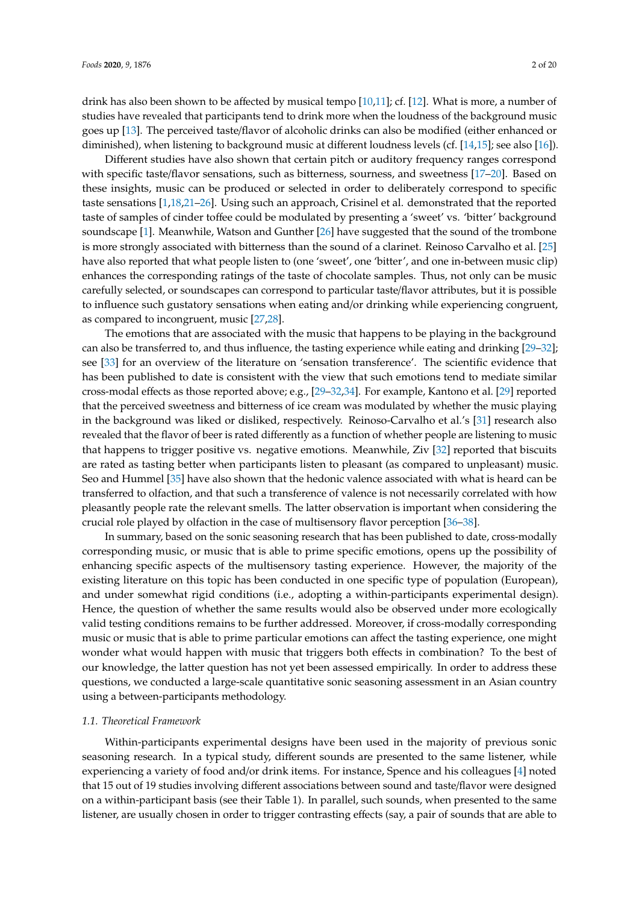drink has also been shown to be affected by musical tempo [10,11]; cf. [12]. What is more, a number of studies have revealed that participants tend to drink more when the loudness of the background music goes up [13]. The perceived taste/flavor of alcoholic drinks can also be modified (either enhanced or diminished), when listening to background music at different loudness levels (cf. [14,15]; see also [16]).

Different studies have also shown that certain pitch or auditory frequency ranges correspond with specific taste/flavor sensations, such as bitterness, sourness, and sweetness [17–20]. Based on these insights, music can be produced or selected in order to deliberately correspond to specific taste sensations [1,18,21–26]. Using such an approach, Crisinel et al. demonstrated that the reported taste of samples of cinder toffee could be modulated by presenting a 'sweet' vs. 'bitter' background soundscape [1]. Meanwhile, Watson and Gunther [26] have suggested that the sound of the trombone is more strongly associated with bitterness than the sound of a clarinet. Reinoso Carvalho et al. [25] have also reported that what people listen to (one 'sweet', one 'bitter', and one in-between music clip) enhances the corresponding ratings of the taste of chocolate samples. Thus, not only can be music carefully selected, or soundscapes can correspond to particular taste/flavor attributes, but it is possible to influence such gustatory sensations when eating and/or drinking while experiencing congruent, as compared to incongruent, music [27,28].

The emotions that are associated with the music that happens to be playing in the background can also be transferred to, and thus influence, the tasting experience while eating and drinking [29–32]; see [33] for an overview of the literature on 'sensation transference'. The scientific evidence that has been published to date is consistent with the view that such emotions tend to mediate similar cross-modal effects as those reported above; e.g., [29–32,34]. For example, Kantono et al. [29] reported that the perceived sweetness and bitterness of ice cream was modulated by whether the music playing in the background was liked or disliked, respectively. Reinoso-Carvalho et al.'s [31] research also revealed that the flavor of beer is rated differently as a function of whether people are listening to music that happens to trigger positive vs. negative emotions. Meanwhile, Ziv [32] reported that biscuits are rated as tasting better when participants listen to pleasant (as compared to unpleasant) music. Seo and Hummel [35] have also shown that the hedonic valence associated with what is heard can be transferred to olfaction, and that such a transference of valence is not necessarily correlated with how pleasantly people rate the relevant smells. The latter observation is important when considering the crucial role played by olfaction in the case of multisensory flavor perception [36–38].

In summary, based on the sonic seasoning research that has been published to date, cross-modally corresponding music, or music that is able to prime specific emotions, opens up the possibility of enhancing specific aspects of the multisensory tasting experience. However, the majority of the existing literature on this topic has been conducted in one specific type of population (European), and under somewhat rigid conditions (i.e., adopting a within-participants experimental design). Hence, the question of whether the same results would also be observed under more ecologically valid testing conditions remains to be further addressed. Moreover, if cross-modally corresponding music or music that is able to prime particular emotions can affect the tasting experience, one might wonder what would happen with music that triggers both effects in combination? To the best of our knowledge, the latter question has not yet been assessed empirically. In order to address these questions, we conducted a large-scale quantitative sonic seasoning assessment in an Asian country using a between-participants methodology.

### 1.1. Theoretical Framework

Within-participants experimental designs have been used in the majority of previous sonic seasoning research. In a typical study, different sounds are presented to the same listener, while experiencing a variety of food and/or drink items. For instance, Spence and his colleagues [4] noted that 15 out of 19 studies involving different associations between sound and taste/flavor were designed on a within-participant basis (see their Table 1). In parallel, such sounds, when presented to the same listener, are usually chosen in order to trigger contrasting effects (say, a pair of sounds that are able to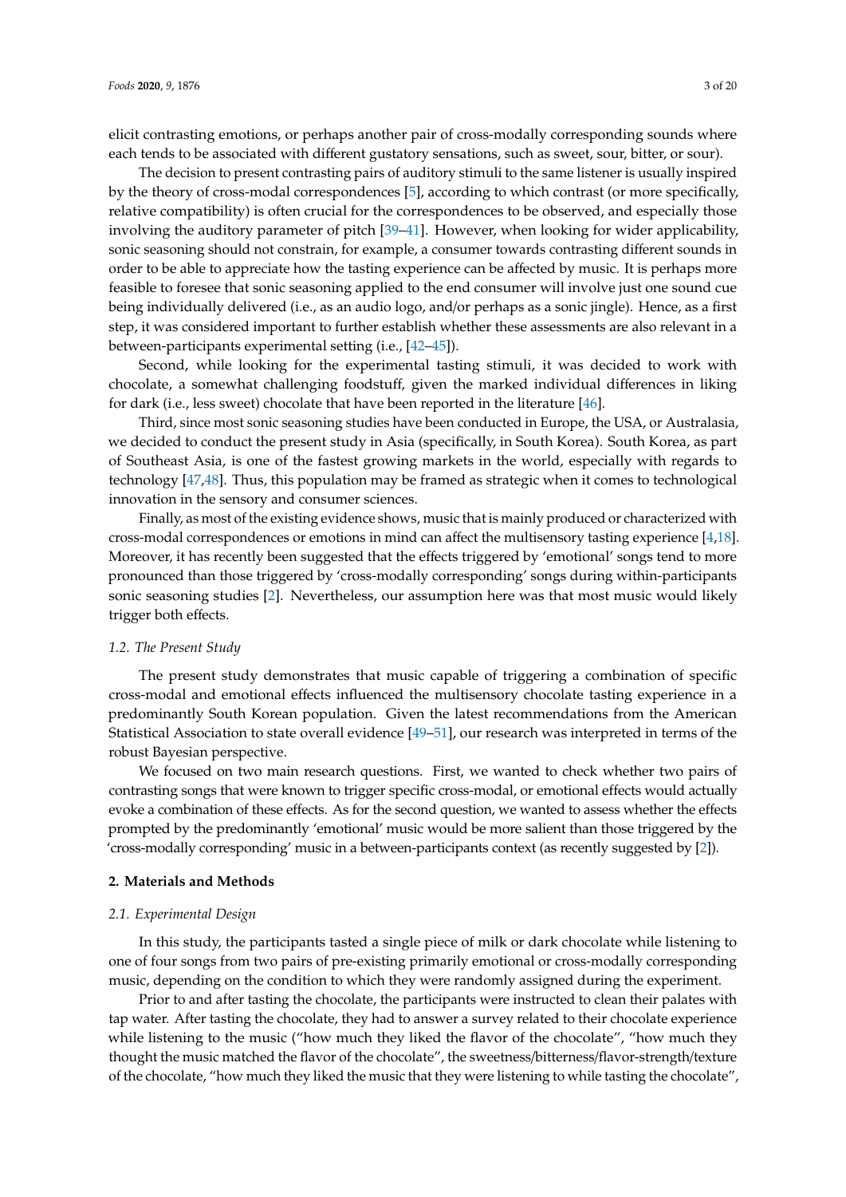elicit contrasting emotions, or perhaps another pair of cross-modally corresponding sounds where each tends to be associated with different gustatory sensations, such as sweet, sour, bitter, or sour).

The decision to present contrasting pairs of auditory stimuli to the same listener is usually inspired by the theory of cross-modal correspondences [5], according to which contrast (or more specifically, relative compatibility) is often crucial for the correspondences to be observed, and especially those involving the auditory parameter of pitch [39–41]. However, when looking for wider applicability, sonic seasoning should not constrain, for example, a consumer towards contrasting different sounds in order to be able to appreciate how the tasting experience can be affected by music. It is perhaps more feasible to foresee that sonic seasoning applied to the end consumer will involve just one sound cue being individually delivered (i.e., as an audio logo, and/or perhaps as a sonic jingle). Hence, as a first step, it was considered important to further establish whether these assessments are also relevant in a between-participants experimental setting (i.e., [42–45]).

Second, while looking for the experimental tasting stimuli, it was decided to work with chocolate, a somewhat challenging foodstuff, given the marked individual differences in liking for dark (i.e., less sweet) chocolate that have been reported in the literature [46].

Third, since most sonic seasoning studies have been conducted in Europe, the USA, or Australasia, we decided to conduct the present study in Asia (specifically, in South Korea). South Korea, as part of Southeast Asia, is one of the fastest growing markets in the world, especially with regards to technology [47,48]. Thus, this population may be framed as strategic when it comes to technological innovation in the sensory and consumer sciences.

Finally, as most of the existing evidence shows, music that is mainly produced or characterized with cross-modal correspondences or emotions in mind can affect the multisensory tasting experience [4,18]. Moreover, it has recently been suggested that the effects triggered by 'emotional' songs tend to more pronounced than those triggered by 'cross-modally corresponding' songs during within-participants sonic seasoning studies [2]. Nevertheless, our assumption here was that most music would likely trigger both effects.

### *1.2. The Present Study*

The present study demonstrates that music capable of triggering a combination of specific cross-modal and emotional effects influenced the multisensory chocolate tasting experience in a predominantly South Korean population. Given the latest recommendations from the American Statistical Association to state overall evidence [49–51], our research was interpreted in terms of the robust Bayesian perspective.

We focused on two main research questions. First, we wanted to check whether two pairs of contrasting songs that were known to trigger specific cross-modal, or emotional effects would actually evoke a combination of these effects. As for the second question, we wanted to assess whether the effects prompted by the predominantly 'emotional' music would be more salient than those triggered by the 'cross-modally corresponding' music in a between-participants context (as recently suggested by [2]).

## **2. Materials and Methods**

### *2.1. Experimental Design*

In this study, the participants tasted a single piece of milk or dark chocolate while listening to one of four songs from two pairs of pre-existing primarily emotional or cross-modally corresponding music, depending on the condition to which they were randomly assigned during the experiment.

Prior to and after tasting the chocolate, the participants were instructed to clean their palates with tap water. After tasting the chocolate, they had to answer a survey related to their chocolate experience while listening to the music ("how much they liked the flavor of the chocolate", "how much they thought the music matched the flavor of the chocolate", the sweetness/bitterness/flavor-strength/texture of the chocolate, "how much they liked the music that they were listening to while tasting the chocolate",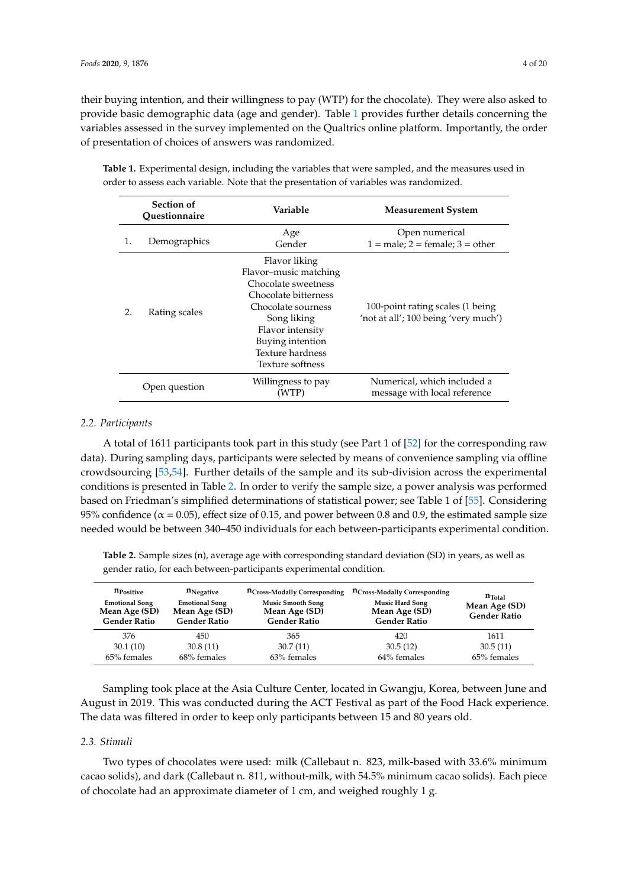their buying intention, and their willingness to pay (WTP) for the chocolate). They were also asked to provide basic demographic data (age and gender). Table 1 provides further details concerning the variables assessed in the survey implemented on the Qualtrics online platform. Importantly, the order of presentation of choices of answers was randomized.

**Table 1.** Experimental design, including the variables that were sampled, and the measures used in order to assess each variable. Note that the presentation of variables was randomized.

| Section of Questionnaire | Variable | Measurement System |
|---|---|---|
| 1. Demographics | Age<br>Gender | Open numerical<br>1 = male; 2 = female; 3 = other |
| 2. Rating scales | Flavor liking<br>Flavor–music matching<br>Chocolate sweetness<br>Chocolate bitterness<br>Chocolate sourness<br>Song liking<br>Flavor intensity<br>Buying intention<br>Texture hardness<br>Texture softness | 100-point rating scales (1 being 'not at all'; 100 being 'very much') |
| Open question | Willingness to pay (WTP) | Numerical, which included a message with local reference |

## 2.2. Participants

A total of 1611 participants took part in this study (see Part 1 of [52] for the corresponding raw data). During sampling days, participants were selected by means of convenience sampling via offline crowdsourcing [53,54]. Further details of the sample and its sub-division across the experimental conditions is presented in Table 2. In order to verify the sample size, a power analysis was performed based on Friedman's simplified determinations of statistical power; see Table 1 of [55]. Considering 95% confidence ($\alpha = 0.05$), effect size of 0.15, and power between 0.8 and 0.9, the estimated sample size needed would be between 340–450 individuals for each between-participants experimental condition.

**Table 2.** Sample sizes (n), average age with corresponding standard deviation (SD) in years, as well as gender ratio, for each between-participants experimental condition.

| $n_{Positive}$ Emotional Song<br>Mean Age (SD)<br>Gender Ratio | $n_{Negative}$ Emotional Song<br>Mean Age (SD)<br>Gender Ratio | $n_{Cross\text{-}Modally\ Corresponding}$ Music Smooth Song<br>Mean Age (SD)<br>Gender Ratio | $n_{Cross\text{-}Modally\ Corresponding}$ Music Hard Song<br>Mean Age (SD)<br>Gender Ratio | $n_{Total}$<br>Mean Age (SD)<br>Gender Ratio |
|---|---|---|---|---|
| 376<br>30.1 (10)<br>65% females | 450<br>30.8 (11)<br>68% females | 365<br>30.7 (11)<br>63% females | 420<br>30.5 (12)<br>64% females | 1611<br>30.5 (11)<br>65% females |

Sampling took place at the Asia Culture Center, located in Gwangju, Korea, between June and August in 2019. This was conducted during the ACT Festival as part of the Food Hack experience. The data was filtered in order to keep only participants between 15 and 80 years old.

## 2.3. Stimuli

Two types of chocolates were used: milk (Callebaut n. 823, milk-based with 33.6% minimum cacao solids), and dark (Callebaut n. 811, without-milk, with 54.5% minimum cacao solids). Each piece of chocolate had an approximate diameter of 1 cm, and weighed roughly 1 g.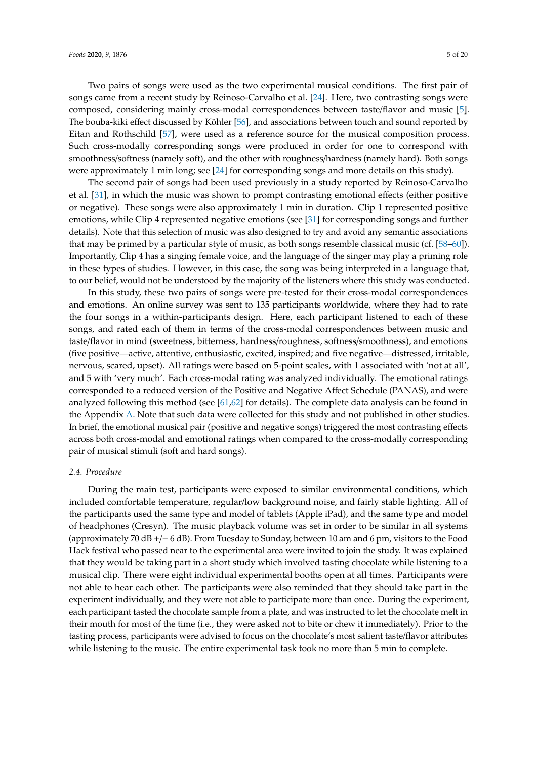Two pairs of songs were used as the two experimental musical conditions. The first pair of songs came from a recent study by Reinoso-Carvalho et al. [24]. Here, two contrasting songs were composed, considering mainly cross-modal correspondences between taste/flavor and music [5]. The bouba-kiki effect discussed by Köhler [56], and associations between touch and sound reported by Eitan and Rothschild [57], were used as a reference source for the musical composition process. Such cross-modally corresponding songs were produced in order for one to correspond with smoothness/softness (namely soft), and the other with roughness/hardness (namely hard). Both songs were approximately 1 min long; see [24] for corresponding songs and more details on this study).

The second pair of songs had been used previously in a study reported by Reinoso-Carvalho et al. [31], in which the music was shown to prompt contrasting emotional effects (either positive or negative). These songs were also approximately 1 min in duration. Clip 1 represented positive emotions, while Clip 4 represented negative emotions (see [31] for corresponding songs and further details). Note that this selection of music was also designed to try and avoid any semantic associations that may be primed by a particular style of music, as both songs resemble classical music (cf. [58–60]). Importantly, Clip 4 has a singing female voice, and the language of the singer may play a priming role in these types of studies. However, in this case, the song was being interpreted in a language that, to our belief, would not be understood by the majority of the listeners where this study was conducted.

In this study, these two pairs of songs were pre-tested for their cross-modal correspondences and emotions. An online survey was sent to 135 participants worldwide, where they had to rate the four songs in a within-participants design. Here, each participant listened to each of these songs, and rated each of them in terms of the cross-modal correspondences between music and taste/flavor in mind (sweetness, bitterness, hardness/roughness, softness/smoothness), and emotions (five positive—active, attentive, enthusiastic, excited, inspired; and five negative—distressed, irritable, nervous, scared, upset). All ratings were based on 5-point scales, with 1 associated with 'not at all', and 5 with 'very much'. Each cross-modal rating was analyzed individually. The emotional ratings corresponded to a reduced version of the Positive and Negative Affect Schedule (PANAS), and were analyzed following this method (see [61,62] for details). The complete data analysis can be found in the Appendix A. Note that such data were collected for this study and not published in other studies. In brief, the emotional musical pair (positive and negative songs) triggered the most contrasting effects across both cross-modal and emotional ratings when compared to the cross-modally corresponding pair of musical stimuli (soft and hard songs).

### 2.4. Procedure

During the main test, participants were exposed to similar environmental conditions, which included comfortable temperature, regular/low background noise, and fairly stable lighting. All of the participants used the same type and model of tablets (Apple iPad), and the same type and model of headphones (Cresyn). The music playback volume was set in order to be similar in all systems (approximately 70 dB +/− 6 dB). From Tuesday to Sunday, between 10 am and 6 pm, visitors to the Food Hack festival who passed near to the experimental area were invited to join the study. It was explained that they would be taking part in a short study which involved tasting chocolate while listening to a musical clip. There were eight individual experimental booths open at all times. Participants were not able to hear each other. The participants were also reminded that they should take part in the experiment individually, and they were not able to participate more than once. During the experiment, each participant tasted the chocolate sample from a plate, and was instructed to let the chocolate melt in their mouth for most of the time (i.e., they were asked not to bite or chew it immediately). Prior to the tasting process, participants were advised to focus on the chocolate's most salient taste/flavor attributes while listening to the music. The entire experimental task took no more than 5 min to complete.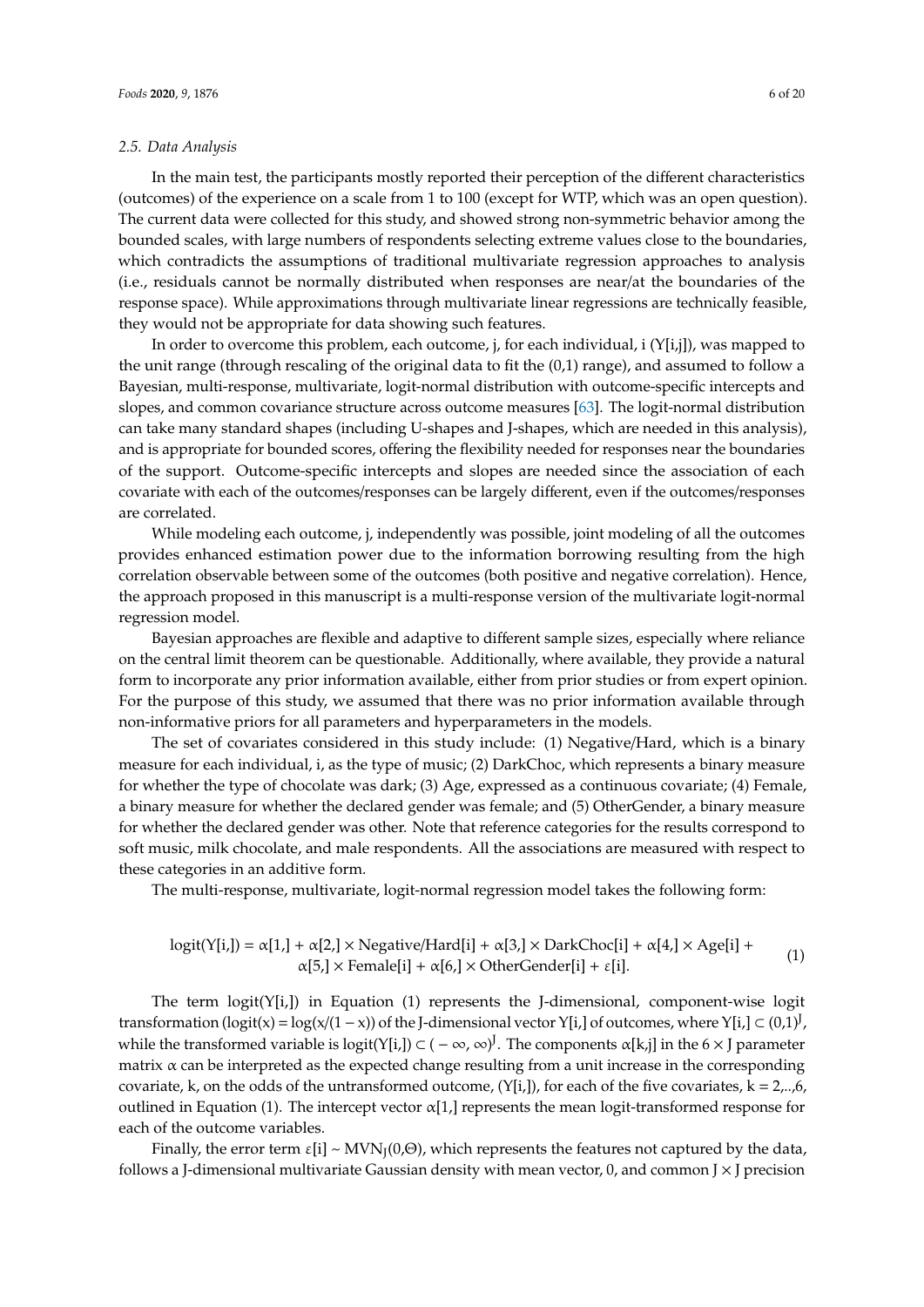### 2.5. Data Analysis

In the main test, the participants mostly reported their perception of the different characteristics (outcomes) of the experience on a scale from 1 to 100 (except for WTP, which was an open question). The current data were collected for this study, and showed strong non-symmetric behavior among the bounded scales, with large numbers of respondents selecting extreme values close to the boundaries, which contradicts the assumptions of traditional multivariate regression approaches to analysis (i.e., residuals cannot be normally distributed when responses are near/at the boundaries of the response space). While approximations through multivariate linear regressions are technically feasible, they would not be appropriate for data showing such features.

In order to overcome this problem, each outcome, j, for each individual, i (Y[i,j]), was mapped to the unit range (through rescaling of the original data to fit the (0,1) range), and assumed to follow a Bayesian, multi-response, multivariate, logit-normal distribution with outcome-specific intercepts and slopes, and common covariance structure across outcome measures [63]. The logit-normal distribution can take many standard shapes (including U-shapes and J-shapes, which are needed in this analysis), and is appropriate for bounded scores, offering the flexibility needed for responses near the boundaries of the support. Outcome-specific intercepts and slopes are needed since the association of each covariate with each of the outcomes/responses can be largely different, even if the outcomes/responses are correlated.

While modeling each outcome, j, independently was possible, joint modeling of all the outcomes provides enhanced estimation power due to the information borrowing resulting from the high correlation observable between some of the outcomes (both positive and negative correlation). Hence, the approach proposed in this manuscript is a multi-response version of the multivariate logit-normal regression model.

Bayesian approaches are flexible and adaptive to different sample sizes, especially where reliance on the central limit theorem can be questionable. Additionally, where available, they provide a natural form to incorporate any prior information available, either from prior studies or from expert opinion. For the purpose of this study, we assumed that there was no prior information available through non-informative priors for all parameters and hyperparameters in the models.

The set of covariates considered in this study include: (1) Negative/Hard, which is a binary measure for each individual, i, as the type of music; (2) DarkChoc, which represents a binary measure for whether the type of chocolate was dark; (3) Age, expressed as a continuous covariate; (4) Female, a binary measure for whether the declared gender was female; and (5) OtherGender, a binary measure for whether the declared gender was other. Note that reference categories for the results correspond to soft music, milk chocolate, and male respondents. All the associations are measured with respect to these categories in an additive form.

The multi-response, multivariate, logit-normal regression model takes the following form:

$$\text{logit}(Y[i,]) = \alpha[1,] + \alpha[2,] \times \text{Negative/Hard}[i] + \alpha[3,] \times \text{DarkChoc}[i] + \alpha[4,] \times \text{Age}[i] + \alpha[5,] \times \text{Female}[i] + \alpha[6,] \times \text{OtherGender}[i] + \varepsilon[i]. \quad (1)$$

The term logit(Y[i,]) in Equation (1) represents the J-dimensional, component-wise logit transformation ($\text{logit}(x) = \log(x/(1-x))$) of the J-dimensional vector Y[i,] of outcomes, where $Y[i,] \subset (0,1)^J$, while the transformed variable is $\text{logit}(Y[i,]) \subset (-\infty, \infty)^J$. The components α[k,j] in the 6 × J parameter matrix α can be interpreted as the expected change resulting from a unit increase in the corresponding covariate, k, on the odds of the untransformed outcome, (Y[i,]), for each of the five covariates, k = 2,..,6, outlined in Equation (1). The intercept vector α[1,] represents the mean logit-transformed response for each of the outcome variables.

Finally, the error term $\varepsilon[i] \sim MVN_J(0,\Theta)$, which represents the features not captured by the data, follows a J-dimensional multivariate Gaussian density with mean vector, 0, and common J × J precision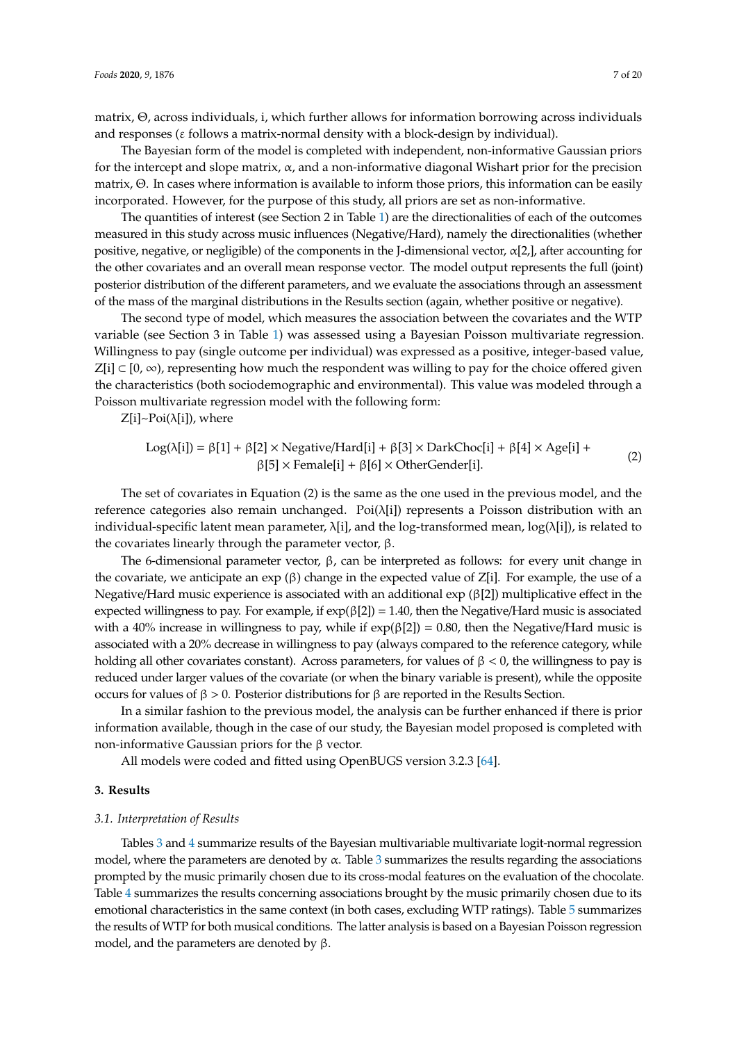matrix, Θ, across individuals, i, which further allows for information borrowing across individuals and responses (ε follows a matrix-normal density with a block-design by individual).

The Bayesian form of the model is completed with independent, non-informative Gaussian priors for the intercept and slope matrix, α, and a non-informative diagonal Wishart prior for the precision matrix, Θ. In cases where information is available to inform those priors, this information can be easily incorporated. However, for the purpose of this study, all priors are set as non-informative.

The quantities of interest (see Section 2 in Table 1) are the directionalities of each of the outcomes measured in this study across music influences (Negative/Hard), namely the directionalities (whether positive, negative, or negligible) of the components in the J-dimensional vector, α[2,], after accounting for the other covariates and an overall mean response vector. The model output represents the full (joint) posterior distribution of the different parameters, and we evaluate the associations through an assessment of the mass of the marginal distributions in the Results section (again, whether positive or negative).

The second type of model, which measures the association between the covariates and the WTP variable (see Section 3 in Table 1) was assessed using a Bayesian Poisson multivariate regression. Willingness to pay (single outcome per individual) was expressed as a positive, integer-based value, $Z[i] \subset [0, \infty)$, representing how much the respondent was willing to pay for the choice offered given the characteristics (both sociodemographic and environmental). This value was modeled through a Poisson multivariate regression model with the following form:

$Z[i] \sim Poi(\lambda[i])$, where

$$\text{Log}(\lambda[i]) = \beta[1] + \beta[2] \times \text{Negative/Hard}[i] + \beta[3] \times \text{DarkChoc}[i] + \beta[4] \times \text{Age}[i] + \beta[5] \times \text{Female}[i] + \beta[6] \times \text{OtherGender}[i]. \quad (2)$$

The set of covariates in Equation (2) is the same as the one used in the previous model, and the reference categories also remain unchanged. Poi(λ[i]) represents a Poisson distribution with an individual-specific latent mean parameter, λ[i], and the log-transformed mean, log(λ[i]), is related to the covariates linearly through the parameter vector, β.

The 6-dimensional parameter vector, β, can be interpreted as follows: for every unit change in the covariate, we anticipate an exp (β) change in the expected value of Z[i]. For example, the use of a Negative/Hard music experience is associated with an additional exp (β[2]) multiplicative effect in the expected willingness to pay. For example, if $\exp(\beta[2]) = 1.40$, then the Negative/Hard music is associated with a 40% increase in willingness to pay, while if $\exp(\beta[2]) = 0.80$, then the Negative/Hard music is associated with a 20% decrease in willingness to pay (always compared to the reference category, while holding all other covariates constant). Across parameters, for values of $\beta < 0$, the willingness to pay is reduced under larger values of the covariate (or when the binary variable is present), while the opposite occurs for values of $\beta > 0$. Posterior distributions for β are reported in the Results Section.

In a similar fashion to the previous model, the analysis can be further enhanced if there is prior information available, though in the case of our study, the Bayesian model proposed is completed with non-informative Gaussian priors for the β vector.

All models were coded and fitted using OpenBUGS version 3.2.3 [64].

## 3. Results

### 3.1. Interpretation of Results

Tables 3 and 4 summarize results of the Bayesian multivariable multivariate logit-normal regression model, where the parameters are denoted by α. Table 3 summarizes the results regarding the associations prompted by the music primarily chosen due to its cross-modal features on the evaluation of the chocolate. Table 4 summarizes the results concerning associations brought by the music primarily chosen due to its emotional characteristics in the same context (in both cases, excluding WTP ratings). Table 5 summarizes the results of WTP for both musical conditions. The latter analysis is based on a Bayesian Poisson regression model, and the parameters are denoted by β.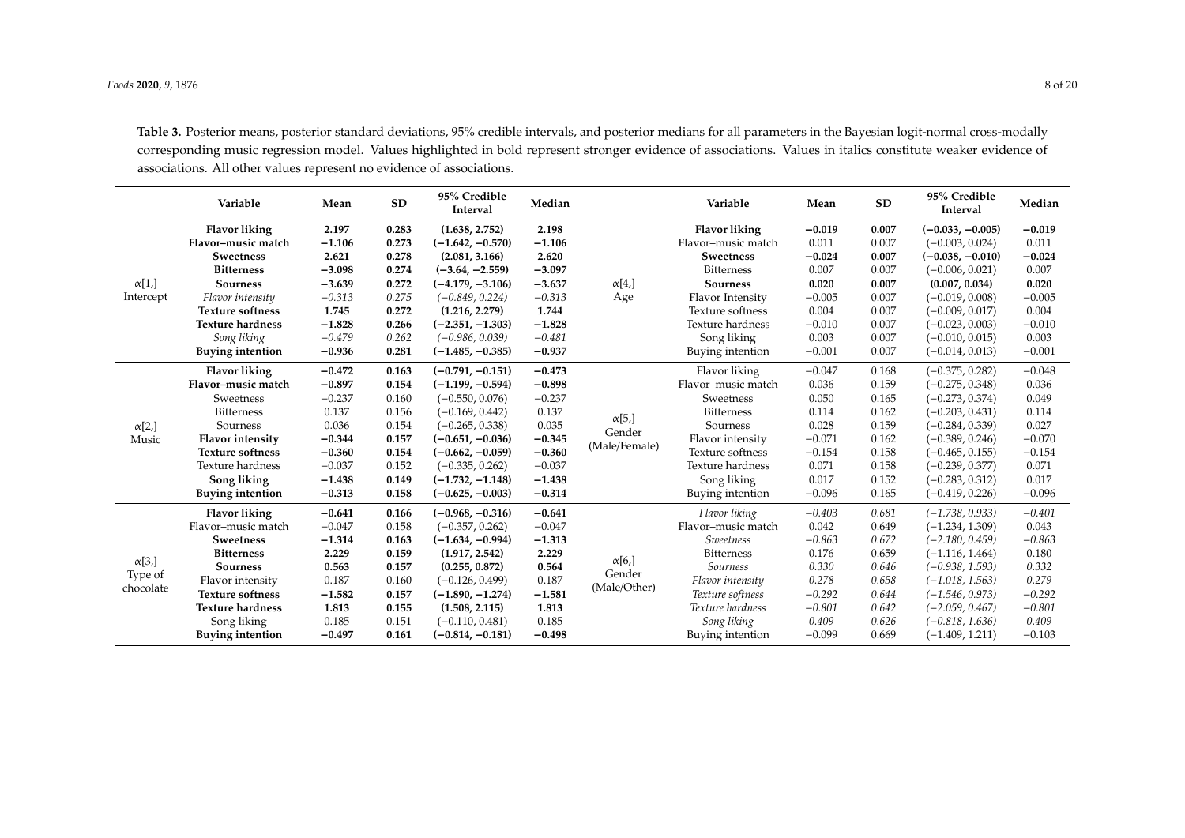**Table 3.** Posterior means, posterior standard deviations, 95% credible intervals, and posterior medians for all parameters in the Bayesian logit-normal cross-modally corresponding music regression model. Values highlighted in bold represent stronger evidence of associations. Values in italics constitute weaker evidence of associations. All other values represent no evidence of associations.

| | Variable | Mean | SD | 95% Credible Interval | Median | | Variable | Mean | SD | 95% Credible Interval | Median |
|---|---|---|---|---|---|---|---|---|---|---|---|
| α[1,] Intercept | **Flavor liking** | **2.197** | **0.283** | **(1.638, 2.752)** | **2.198** | α[4,] Age | **Flavor liking** | **−0.019** | **0.007** | **(−0.033, −0.005)** | **−0.019** |
| | **Flavor–music match** | **−1.106** | **0.273** | **(−1.642, −0.570)** | **−1.106** | | Flavor–music match | 0.011 | 0.007 | (−0.003, 0.024) | 0.011 |
| | **Sweetness** | **2.621** | **0.278** | **(2.081, 3.166)** | **2.620** | | **Sweetness** | **−0.024** | **0.007** | **(−0.038, −0.010)** | **−0.024** |
| | **Bitterness** | **−3.098** | **0.274** | **(−3.64, −2.559)** | **−3.097** | | Bitterness | 0.007 | 0.007 | (−0.006, 0.021) | 0.007 |
| | **Sourness** | **−3.639** | **0.272** | **(−4.179, −3.106)** | **−3.637** | | **Sourness** | **0.020** | **0.007** | **(0.007, 0.034)** | **0.020** |
| | *Flavor intensity* | *−0.313* | *0.275* | *(−0.849, 0.224)* | *−0.313* | | Flavor Intensity | −0.005 | 0.007 | (−0.019, 0.008) | −0.005 |
| | **Texture softness** | **1.745** | **0.272** | **(1.216, 2.279)** | **1.744** | | Texture softness | 0.004 | 0.007 | (−0.009, 0.017) | 0.004 |
| | **Texture hardness** | **−1.828** | **0.266** | **(−2.351, −1.303)** | **−1.828** | | Texture hardness | −0.010 | 0.007 | (−0.023, 0.003) | −0.010 |
| | *Song liking* | *−0.479* | *0.262* | *(−0.986, 0.039)* | *−0.481* | | Song liking | 0.003 | 0.007 | (−0.010, 0.015) | 0.003 |
| | **Buying intention** | **−0.936** | **0.281** | **(−1.485, −0.385)** | **−0.937** | | Buying intention | −0.001 | 0.007 | (−0.014, 0.013) | −0.001 |
| α[2,] Music | **Flavor liking** | **−0.472** | **0.163** | **(−0.791, −0.151)** | **−0.473** | α[5,] Gender (Male/Female) | Flavor liking | −0.047 | 0.168 | (−0.375, 0.282) | −0.048 |
| | **Flavor–music match** | **−0.897** | **0.154** | **(−1.199, −0.594)** | **−0.898** | | Flavor–music match | 0.036 | 0.159 | (−0.275, 0.348) | 0.036 |
| | Sweetness | −0.237 | 0.160 | (−0.550, 0.076) | −0.237 | | Sweetness | 0.050 | 0.165 | (−0.273, 0.374) | 0.049 |
| | Bitterness | 0.137 | 0.156 | (−0.169, 0.442) | 0.137 | | Bitterness | 0.114 | 0.162 | (−0.203, 0.431) | 0.114 |
| | Sourness | 0.036 | 0.154 | (−0.265, 0.338) | 0.035 | | Sourness | 0.028 | 0.159 | (−0.284, 0.339) | 0.027 |
| | **Flavor intensity** | **−0.344** | **0.157** | **(−0.651, −0.036)** | **−0.345** | | Flavor intensity | −0.071 | 0.162 | (−0.389, 0.246) | −0.070 |
| | **Texture softness** | **−0.360** | **0.154** | **(−0.662, −0.059)** | **−0.360** | | Texture softness | −0.154 | 0.158 | (−0.465, 0.155) | −0.154 |
| | Texture hardness | −0.037 | 0.152 | (−0.335, 0.262) | −0.037 | | Texture hardness | 0.071 | 0.158 | (−0.239, 0.377) | 0.071 |
| | **Song liking** | **−1.438** | **0.149** | **(−1.732, −1.148)** | **−1.438** | | Song liking | 0.017 | 0.152 | (−0.283, 0.312) | 0.017 |
| | **Buying intention** | **−0.313** | **0.158** | **(−0.625, −0.003)** | **−0.314** | | Buying intention | −0.096 | 0.165 | (−0.419, 0.226) | −0.096 |
| α[3,] Type of chocolate | **Flavor liking** | **−0.641** | **0.166** | **(−0.968, −0.316)** | **−0.641** | α[6,] Gender (Male/Other) | *Flavor liking* | *−0.403* | *0.681* | *(−1.738, 0.933)* | *−0.401* |
| | Flavor–music match | −0.047 | 0.158 | (−0.357, 0.262) | −0.047 | | Flavor–music match | 0.042 | 0.649 | (−1.234, 1.309) | 0.043 |
| | **Sweetness** | **−1.314** | **0.163** | **(−1.634, −0.994)** | **−1.313** | | *Sweetness* | *−0.863* | *0.672* | *(−2.180, 0.459)* | *−0.863* |
| | **Bitterness** | **2.229** | **0.159** | **(1.917, 2.542)** | **2.229** | | Bitterness | 0.176 | 0.659 | (−1.116, 1.464) | 0.180 |
| | **Sourness** | **0.563** | **0.157** | **(0.255, 0.872)** | **0.564** | | *Sourness* | *0.330* | *0.646* | *(−0.938, 1.593)* | *0.332* |
| | Flavor intensity | 0.187 | 0.160 | (−0.126, 0.499) | 0.187 | | *Flavor intensity* | *0.278* | *0.658* | *(−1.018, 1.563)* | *0.279* |
| | **Texture softness** | **−1.582** | **0.157** | **(−1.890, −1.274)** | **−1.581** | | *Texture softness* | *−0.292* | *0.644* | *(−1.546, 0.973)* | *−0.292* |
| | **Texture hardness** | **1.813** | **0.155** | **(1.508, 2.115)** | **1.813** | | *Texture hardness* | *−0.801* | *0.642* | *(−2.059, 0.467)* | *−0.801* |
| | Song liking | 0.185 | 0.151 | (−0.110, 0.481) | 0.185 | | *Song liking* | *0.409* | *0.626* | *(−0.818, 1.636)* | *0.409* |
| | **Buying intention** | **−0.497** | **0.161** | **(−0.814, −0.181)** | **−0.498** | | Buying intention | −0.099 | 0.669 | (−1.409, 1.211) | −0.103 |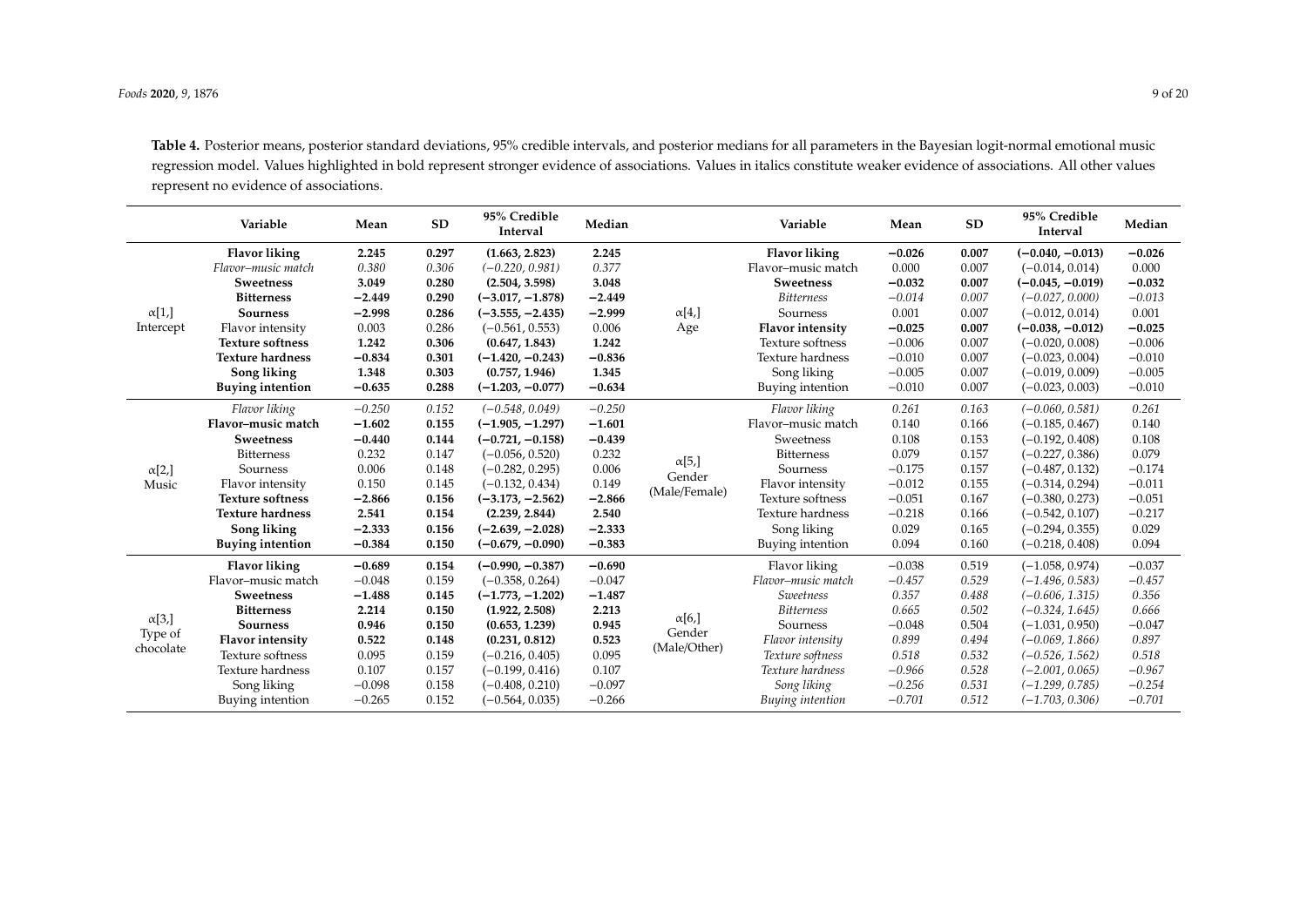**Table 4.** Posterior means, posterior standard deviations, 95% credible intervals, and posterior medians for all parameters in the Bayesian logit-normal emotional music regression model. Values highlighted in bold represent stronger evidence of associations. Values in italics constitute weaker evidence of associations. All other values represent no evidence of associations.

| | Variable | Mean | SD | 95% Credible Interval | Median | | Variable | Mean | SD | 95% Credible Interval | Median |
|---|---|---|---|---|---|---|---|---|---|---|---|
| α[1,] Intercept | **Flavor liking** | **2.245** | **0.297** | **(1.663, 2.823)** | **2.245** | α[4,] Age | **Flavor liking** | **−0.026** | **0.007** | **(−0.040, −0.013)** | **−0.026** |
| | *Flavor–music match* | *0.380* | *0.306* | *(−0.220, 0.981)* | *0.377* | | Flavor–music match | 0.000 | 0.007 | (−0.014, 0.014) | 0.000 |
| | **Sweetness** | **3.049** | **0.280** | **(2.504, 3.598)** | **3.048** | | **Sweetness** | **−0.032** | **0.007** | **(−0.045, −0.019)** | **−0.032** |
| | **Bitterness** | **−2.449** | **0.290** | **(−3.017, −1.878)** | **−2.449** | | *Bitterness* | *−0.014* | *0.007* | *(−0.027, 0.000)* | *−0.013* |
| | **Sourness** | **−2.998** | **0.286** | **(−3.555, −2.435)** | **−2.999** | | Sourness | 0.001 | 0.007 | (−0.012, 0.014) | 0.001 |
| | Flavor intensity | 0.003 | 0.286 | (−0.561, 0.553) | 0.006 | | **Flavor intensity** | **−0.025** | **0.007** | **(−0.038, −0.012)** | **−0.025** |
| | **Texture softness** | **1.242** | **0.306** | **(0.647, 1.843)** | **1.242** | | Texture softness | −0.006 | 0.007 | (−0.020, 0.008) | −0.006 |
| | **Texture hardness** | **−0.834** | **0.301** | **(−1.420, −0.243)** | **−0.836** | | Texture hardness | −0.010 | 0.007 | (−0.023, 0.004) | −0.010 |
| | **Song liking** | **1.348** | **0.303** | **(0.757, 1.946)** | **1.345** | | Song liking | −0.005 | 0.007 | (−0.019, 0.009) | −0.005 |
| | **Buying intention** | **−0.635** | **0.288** | **(−1.203, −0.077)** | **−0.634** | | Buying intention | −0.010 | 0.007 | (−0.023, 0.003) | −0.010 |
| α[2,] Music | *Flavor liking* | *−0.250* | *0.152* | *(−0.548, 0.049)* | *−0.250* | α[5,] Gender (Male/Female) | *Flavor liking* | *0.261* | *0.163* | *(−0.060, 0.581)* | *0.261* |
| | **Flavor–music match** | **−1.602** | **0.155** | **(−1.905, −1.297)** | **−1.601** | | Flavor–music match | 0.140 | 0.166 | (−0.185, 0.467) | 0.140 |
| | **Sweetness** | **−0.440** | **0.144** | **(−0.721, −0.158)** | **−0.439** | | Sweetness | 0.108 | 0.153 | (−0.192, 0.408) | 0.108 |
| | Bitterness | 0.232 | 0.147 | (−0.056, 0.520) | 0.232 | | Bitterness | 0.079 | 0.157 | (−0.227, 0.386) | 0.079 |
| | Sourness | 0.006 | 0.148 | (−0.282, 0.295) | 0.006 | | Sourness | −0.175 | 0.157 | (−0.487, 0.132) | −0.174 |
| | Flavor intensity | 0.150 | 0.145 | (−0.132, 0.434) | 0.149 | | Flavor intensity | −0.012 | 0.155 | (−0.314, 0.294) | −0.011 |
| | **Texture softness** | **−2.866** | **0.156** | **(−3.173, −2.562)** | **−2.866** | | Texture softness | −0.051 | 0.167 | (−0.380, 0.273) | −0.051 |
| | **Texture hardness** | **2.541** | **0.154** | **(2.239, 2.844)** | **2.540** | | Texture hardness | −0.218 | 0.166 | (−0.542, 0.107) | −0.217 |
| | **Song liking** | **−2.333** | **0.156** | **(−2.639, −2.028)** | **−2.333** | | Song liking | 0.029 | 0.165 | (−0.294, 0.355) | 0.029 |
| | **Buying intention** | **−0.384** | **0.150** | **(−0.679, −0.090)** | **−0.383** | | Buying intention | 0.094 | 0.160 | (−0.218, 0.408) | 0.094 |
| α[3,] Type of chocolate | **Flavor liking** | **−0.689** | **0.154** | **(−0.990, −0.387)** | **−0.690** | α[6,] Gender (Male/Other) | Flavor liking | −0.038 | 0.519 | (−1.058, 0.974) | −0.037 |
| | Flavor–music match | −0.048 | 0.159 | (−0.358, 0.264) | −0.047 | | *Flavor–music match* | *−0.457* | *0.529* | *(−1.496, 0.583)* | *−0.457* |
| | **Sweetness** | **−1.488** | **0.145** | **(−1.773, −1.202)** | **−1.487** | | *Sweetness* | *0.357* | *0.488* | *(−0.606, 1.315)* | *0.356* |
| | **Bitterness** | **2.214** | **0.150** | **(1.922, 2.508)** | **2.213** | | *Bitterness* | *0.665* | *0.502* | *(−0.324, 1.645)* | *0.666* |
| | **Sourness** | **0.946** | **0.150** | **(0.653, 1.239)** | **0.945** | | Sourness | −0.048 | 0.504 | (−1.031, 0.950) | −0.047 |
| | **Flavor intensity** | **0.522** | **0.148** | **(0.231, 0.812)** | **0.523** | | *Flavor intensity* | *0.899* | *0.494* | *(−0.069, 1.866)* | *0.897* |
| | Texture softness | 0.095 | 0.159 | (−0.216, 0.405) | 0.095 | | *Texture softness* | *0.518* | *0.532* | *(−0.526, 1.562)* | *0.518* |
| | Texture hardness | 0.107 | 0.157 | (−0.199, 0.416) | 0.107 | | *Texture hardness* | *−0.966* | *0.528* | *(−2.001, 0.065)* | *−0.967* |
| | Song liking | −0.098 | 0.158 | (−0.408, 0.210) | −0.097 | | *Song liking* | *−0.256* | *0.531* | *(−1.299, 0.785)* | *−0.254* |
| | Buying intention | −0.265 | 0.152 | (−0.564, 0.035) | −0.266 | | *Buying intention* | *−0.701* | *0.512* | *(−1.703, 0.306)* | *−0.701* |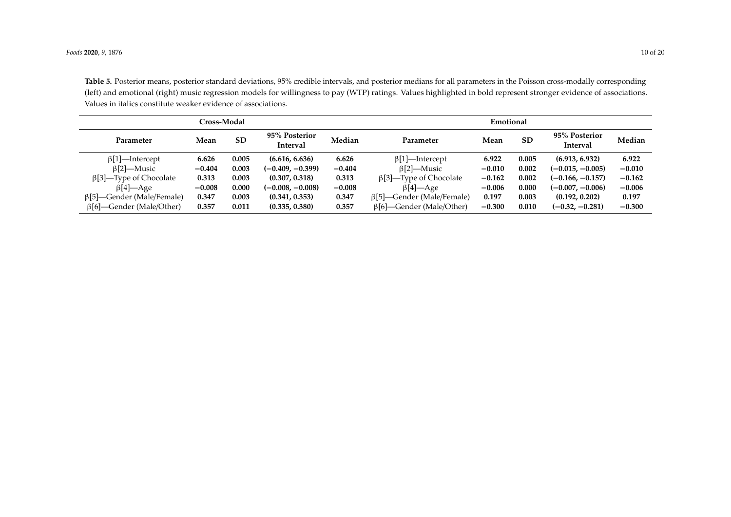**Table 5.** Posterior means, posterior standard deviations, 95% credible intervals, and posterior medians for all parameters in the Poisson cross-modally corresponding (left) and emotional (right) music regression models for willingness to pay (WTP) ratings. Values highlighted in bold represent stronger evidence of associations. Values in italics constitute weaker evidence of associations.

| Cross-Modal | | | | | Emotional | | | | |
|---|---|---|---|---|---|---|---|---|---|
| **Parameter** | **Mean** | **SD** | **95% Posterior Interval** | **Median** | **Parameter** | **Mean** | **SD** | **95% Posterior Interval** | **Median** |
| β[1]—Intercept | **6.626** | **0.005** | **(6.616, 6.636)** | **6.626** | β[1]—Intercept | **6.922** | **0.005** | **(6.913, 6.932)** | **6.922** |
| β[2]—Music | **−0.404** | **0.003** | **(−0.409, −0.399)** | **−0.404** | β[2]—Music | **−0.010** | **0.002** | **(−0.015, −0.005)** | **−0.010** |
| β[3]—Type of Chocolate | **0.313** | **0.003** | **(0.307, 0.318)** | **0.313** | β[3]—Type of Chocolate | **−0.162** | **0.002** | **(−0.166, −0.157)** | **−0.162** |
| β[4]—Age | **−0.008** | **0.000** | **(−0.008, −0.008)** | **−0.008** | β[4]—Age | **−0.006** | **0.000** | **(−0.007, −0.006)** | **−0.006** |
| β[5]—Gender (Male/Female) | **0.347** | **0.003** | **(0.341, 0.353)** | **0.347** | β[5]—Gender (Male/Female) | **0.197** | **0.003** | **(0.192, 0.202)** | **0.197** |
| β[6]—Gender (Male/Other) | **0.357** | **0.011** | **(0.335, 0.380)** | **0.357** | β[6]—Gender (Male/Other) | **−0.300** | **0.010** | **(−0.32, −0.281)** | **−0.300** |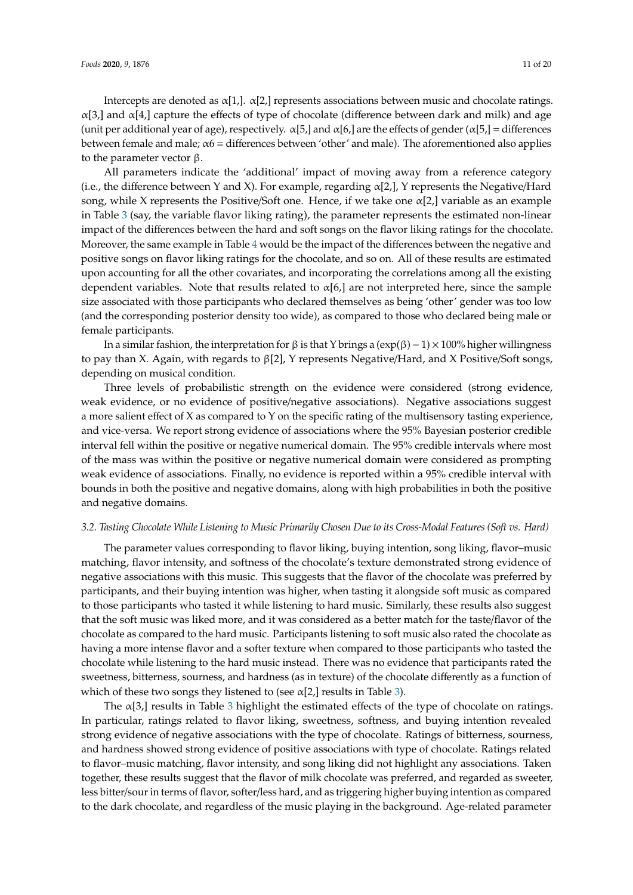Intercepts are denoted as $\alpha[1,]$. $\alpha[2,]$ represents associations between music and chocolate ratings. $\alpha[3,]$ and $\alpha[4,]$ capture the effects of type of chocolate (difference between dark and milk) and age (unit per additional year of age), respectively. $\alpha[5,]$ and $\alpha[6,]$ are the effects of gender ($\alpha[5,]$ = differences between female and male; $\alpha 6$ = differences between 'other' and male). The aforementioned also applies to the parameter vector $\beta$.

All parameters indicate the 'additional' impact of moving away from a reference category (i.e., the difference between Y and X). For example, regarding $\alpha[2,]$, Y represents the Negative/Hard song, while X represents the Positive/Soft one. Hence, if we take one $\alpha[2,]$ variable as an example in Table 3 (say, the variable flavor liking rating), the parameter represents the estimated non-linear impact of the differences between the hard and soft songs on the flavor liking ratings for the chocolate. Moreover, the same example in Table 4 would be the impact of the differences between the negative and positive songs on flavor liking ratings for the chocolate, and so on. All of these results are estimated upon accounting for all the other covariates, and incorporating the correlations among all the existing dependent variables. Note that results related to $\alpha[6,]$ are not interpreted here, since the sample size associated with those participants who declared themselves as being 'other' gender was too low (and the corresponding posterior density too wide), as compared to those who declared being male or female participants.

In a similar fashion, the interpretation for $\beta$ is that Y brings a $(\exp(\beta) - 1) \times 100\%$ higher willingness to pay than X. Again, with regards to $\beta[2]$, Y represents Negative/Hard, and X Positive/Soft songs, depending on musical condition.

Three levels of probabilistic strength on the evidence were considered (strong evidence, weak evidence, or no evidence of positive/negative associations). Negative associations suggest a more salient effect of X as compared to Y on the specific rating of the multisensory tasting experience, and vice-versa. We report strong evidence of associations where the 95% Bayesian posterior credible interval fell within the positive or negative numerical domain. The 95% credible intervals where most of the mass was within the positive or negative numerical domain were considered as prompting weak evidence of associations. Finally, no evidence is reported within a 95% credible interval with bounds in both the positive and negative domains, along with high probabilities in both the positive and negative domains.

### 3.2. Tasting Chocolate While Listening to Music Primarily Chosen Due to its Cross-Modal Features (Soft vs. Hard)

The parameter values corresponding to flavor liking, buying intention, song liking, flavor–music matching, flavor intensity, and softness of the chocolate's texture demonstrated strong evidence of negative associations with this music. This suggests that the flavor of the chocolate was preferred by participants, and their buying intention was higher, when tasting it alongside soft music as compared to those participants who tasted it while listening to hard music. Similarly, these results also suggest that the soft music was liked more, and it was considered as a better match for the taste/flavor of the chocolate as compared to the hard music. Participants listening to soft music also rated the chocolate as having a more intense flavor and a softer texture when compared to those participants who tasted the chocolate while listening to the hard music instead. There was no evidence that participants rated the sweetness, bitterness, sourness, and hardness (as in texture) of the chocolate differently as a function of which of these two songs they listened to (see $\alpha[2,]$ results in Table 3).

The $\alpha[3,]$ results in Table 3 highlight the estimated effects of the type of chocolate on ratings. In particular, ratings related to flavor liking, sweetness, softness, and buying intention revealed strong evidence of negative associations with the type of chocolate. Ratings of bitterness, sourness, and hardness showed strong evidence of positive associations with type of chocolate. Ratings related to flavor–music matching, flavor intensity, and song liking did not highlight any associations. Taken together, these results suggest that the flavor of milk chocolate was preferred, and regarded as sweeter, less bitter/sour in terms of flavor, softer/less hard, and as triggering higher buying intention as compared to the dark chocolate, and regardless of the music playing in the background. Age-related parameter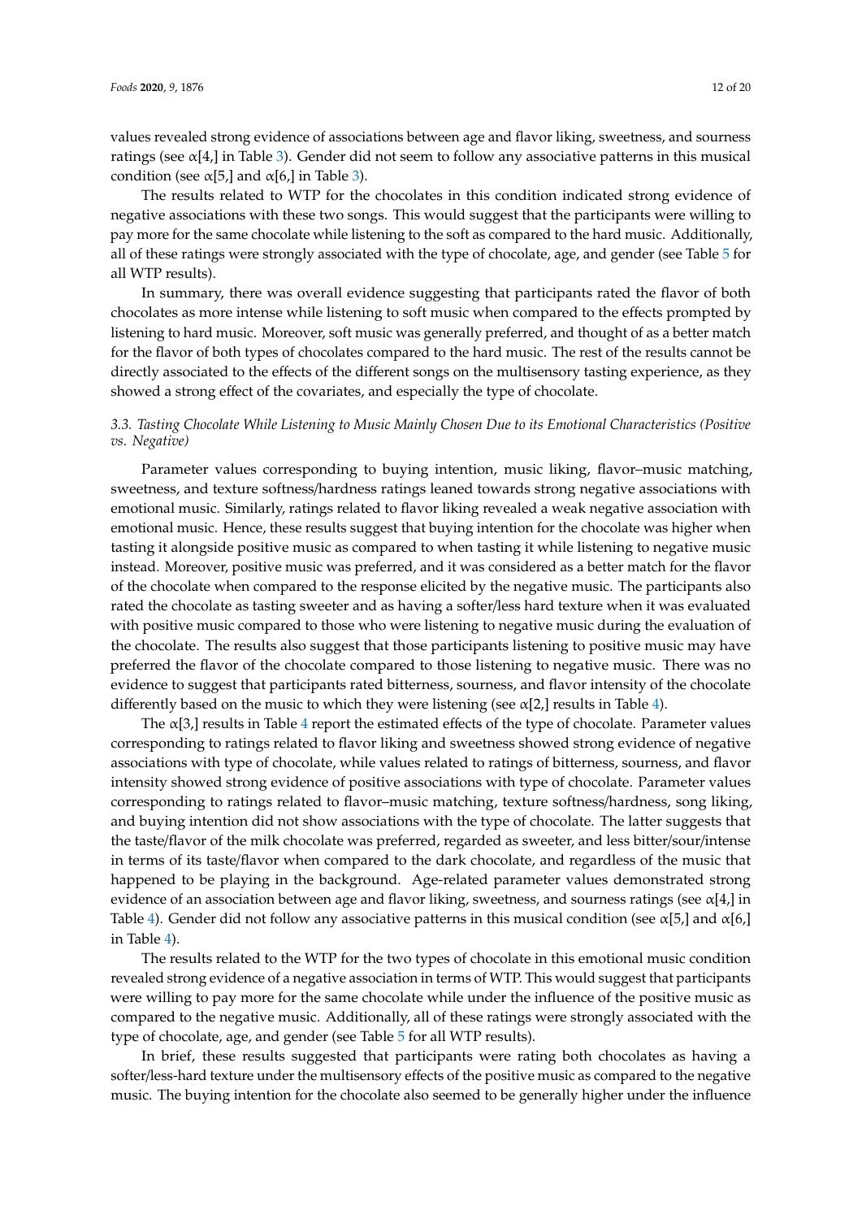values revealed strong evidence of associations between age and flavor liking, sweetness, and sourness ratings (see α[4,] in Table 3). Gender did not seem to follow any associative patterns in this musical condition (see α[5,] and α[6,] in Table 3).

The results related to WTP for the chocolates in this condition indicated strong evidence of negative associations with these two songs. This would suggest that the participants were willing to pay more for the same chocolate while listening to the soft as compared to the hard music. Additionally, all of these ratings were strongly associated with the type of chocolate, age, and gender (see Table 5 for all WTP results).

In summary, there was overall evidence suggesting that participants rated the flavor of both chocolates as more intense while listening to soft music when compared to the effects prompted by listening to hard music. Moreover, soft music was generally preferred, and thought of as a better match for the flavor of both types of chocolates compared to the hard music. The rest of the results cannot be directly associated to the effects of the different songs on the multisensory tasting experience, as they showed a strong effect of the covariates, and especially the type of chocolate.

### *3.3. Tasting Chocolate While Listening to Music Mainly Chosen Due to its Emotional Characteristics (Positive vs. Negative)*

Parameter values corresponding to buying intention, music liking, flavor–music matching, sweetness, and texture softness/hardness ratings leaned towards strong negative associations with emotional music. Similarly, ratings related to flavor liking revealed a weak negative association with emotional music. Hence, these results suggest that buying intention for the chocolate was higher when tasting it alongside positive music as compared to when tasting it while listening to negative music instead. Moreover, positive music was preferred, and it was considered as a better match for the flavor of the chocolate when compared to the response elicited by the negative music. The participants also rated the chocolate as tasting sweeter and as having a softer/less hard texture when it was evaluated with positive music compared to those who were listening to negative music during the evaluation of the chocolate. The results also suggest that those participants listening to positive music may have preferred the flavor of the chocolate compared to those listening to negative music. There was no evidence to suggest that participants rated bitterness, sourness, and flavor intensity of the chocolate differently based on the music to which they were listening (see α[2,] results in Table 4).

The α[3,] results in Table 4 report the estimated effects of the type of chocolate. Parameter values corresponding to ratings related to flavor liking and sweetness showed strong evidence of negative associations with type of chocolate, while values related to ratings of bitterness, sourness, and flavor intensity showed strong evidence of positive associations with type of chocolate. Parameter values corresponding to ratings related to flavor–music matching, texture softness/hardness, song liking, and buying intention did not show associations with the type of chocolate. The latter suggests that the taste/flavor of the milk chocolate was preferred, regarded as sweeter, and less bitter/sour/intense in terms of its taste/flavor when compared to the dark chocolate, and regardless of the music that happened to be playing in the background. Age-related parameter values demonstrated strong evidence of an association between age and flavor liking, sweetness, and sourness ratings (see α[4,] in Table 4). Gender did not follow any associative patterns in this musical condition (see α[5,] and α[6,] in Table 4).

The results related to the WTP for the two types of chocolate in this emotional music condition revealed strong evidence of a negative association in terms of WTP. This would suggest that participants were willing to pay more for the same chocolate while under the influence of the positive music as compared to the negative music. Additionally, all of these ratings were strongly associated with the type of chocolate, age, and gender (see Table 5 for all WTP results).

In brief, these results suggested that participants were rating both chocolates as having a softer/less-hard texture under the multisensory effects of the positive music as compared to the negative music. The buying intention for the chocolate also seemed to be generally higher under the influence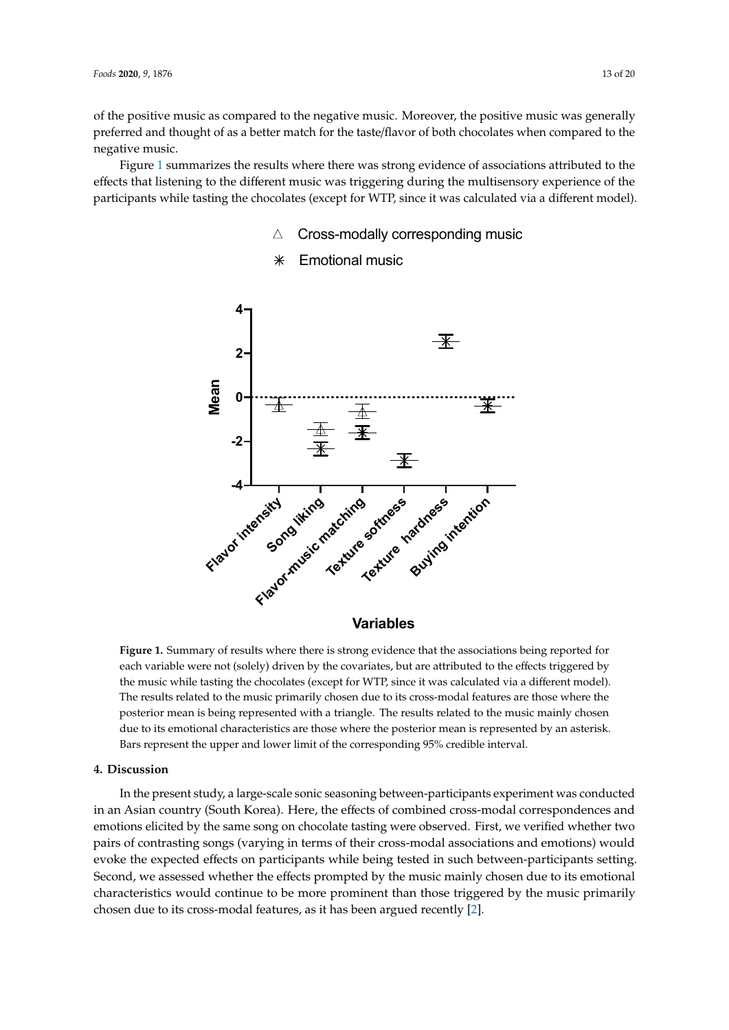of the positive music as compared to the negative music. Moreover, the positive music was generally preferred and thought of as a better match for the taste/flavor of both chocolates when compared to the negative music.

Figure 1 summarizes the results where there was strong evidence of associations attributed to the effects that listening to the different music was triggering during the multisensory experience of the participants while tasting the chocolates (except for WTP, since it was calculated via a different model).

**Figure 1.** Summary of results where there is strong evidence that the associations being reported for each variable were not (solely) driven by the covariates, but are attributed to the effects triggered by the music while tasting the chocolates (except for WTP, since it was calculated via a different model). The results related to the music primarily chosen due to its cross-modal features are those where the posterior mean is being represented with a triangle. The results related to the music mainly chosen due to its emotional characteristics are those where the posterior mean is represented by an asterisk. Bars represent the upper and lower limit of the corresponding 95% credible interval.

## 4. Discussion

In the present study, a large-scale sonic seasoning between-participants experiment was conducted in an Asian country (South Korea). Here, the effects of combined cross-modal correspondences and emotions elicited by the same song on chocolate tasting were observed. First, we verified whether two pairs of contrasting songs (varying in terms of their cross-modal associations and emotions) would evoke the expected effects on participants while being tested in such between-participants setting. Second, we assessed whether the effects prompted by the music mainly chosen due to its emotional characteristics would continue to be more prominent than those triggered by the music primarily chosen due to its cross-modal features, as it has been argued recently [2].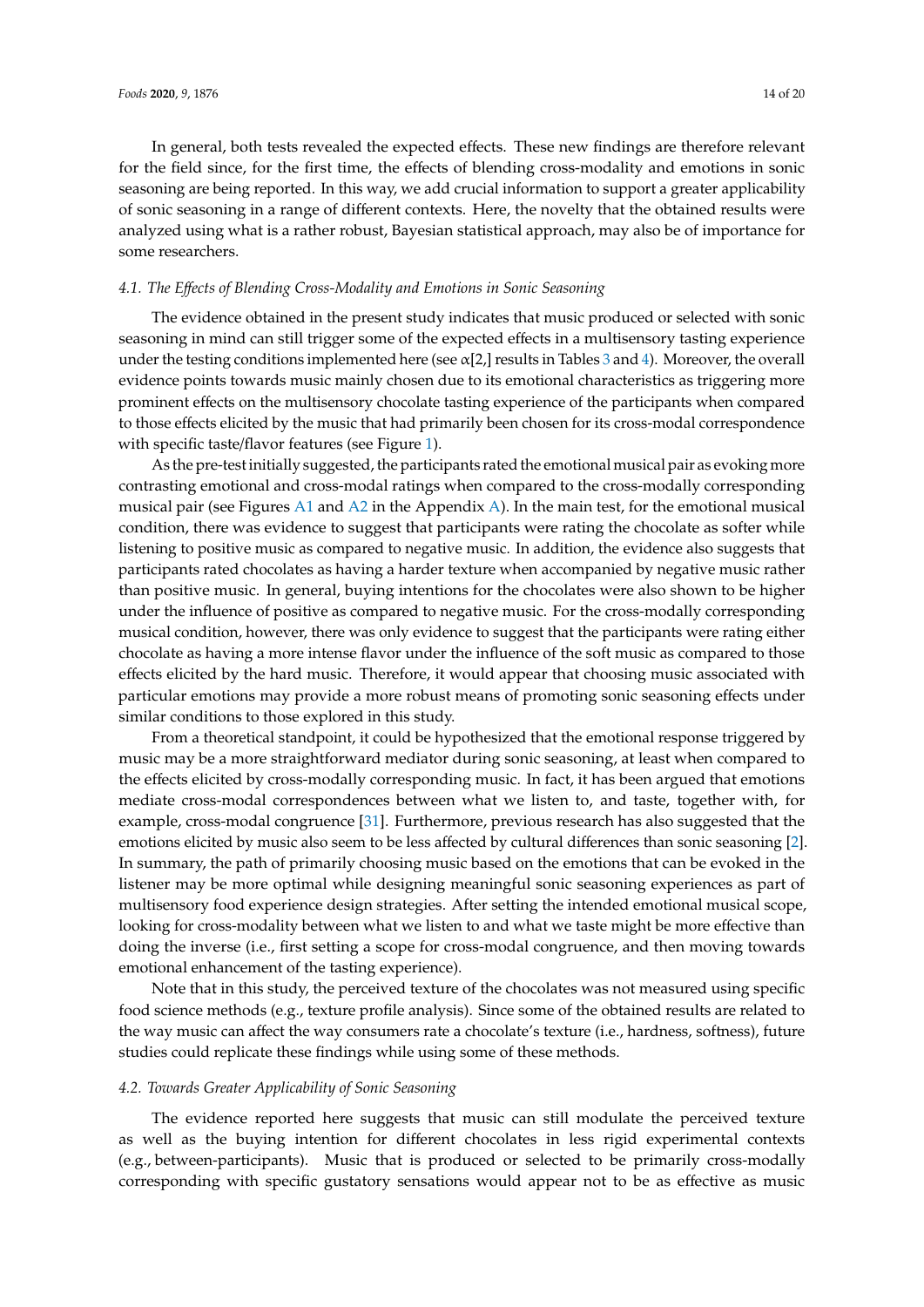In general, both tests revealed the expected effects. These new findings are therefore relevant for the field since, for the first time, the effects of blending cross-modality and emotions in sonic seasoning are being reported. In this way, we add crucial information to support a greater applicability of sonic seasoning in a range of different contexts. Here, the novelty that the obtained results were analyzed using what is a rather robust, Bayesian statistical approach, may also be of importance for some researchers.

### *4.1. The Effects of Blending Cross-Modality and Emotions in Sonic Seasoning*

The evidence obtained in the present study indicates that music produced or selected with sonic seasoning in mind can still trigger some of the expected effects in a multisensory tasting experience under the testing conditions implemented here (see $\alpha$[2,] results in Tables 3 and 4). Moreover, the overall evidence points towards music mainly chosen due to its emotional characteristics as triggering more prominent effects on the multisensory chocolate tasting experience of the participants when compared to those effects elicited by the music that had primarily been chosen for its cross-modal correspondence with specific taste/flavor features (see Figure 1).

As the pre-test initially suggested, the participants rated the emotional musical pair as evoking more contrasting emotional and cross-modal ratings when compared to the cross-modally corresponding musical pair (see Figures A1 and A2 in the Appendix A). In the main test, for the emotional musical condition, there was evidence to suggest that participants were rating the chocolate as softer while listening to positive music as compared to negative music. In addition, the evidence also suggests that participants rated chocolates as having a harder texture when accompanied by negative music rather than positive music. In general, buying intentions for the chocolates were also shown to be higher under the influence of positive as compared to negative music. For the cross-modally corresponding musical condition, however, there was only evidence to suggest that the participants were rating either chocolate as having a more intense flavor under the influence of the soft music as compared to those effects elicited by the hard music. Therefore, it would appear that choosing music associated with particular emotions may provide a more robust means of promoting sonic seasoning effects under similar conditions to those explored in this study.

From a theoretical standpoint, it could be hypothesized that the emotional response triggered by music may be a more straightforward mediator during sonic seasoning, at least when compared to the effects elicited by cross-modally corresponding music. In fact, it has been argued that emotions mediate cross-modal correspondences between what we listen to, and taste, together with, for example, cross-modal congruence [31]. Furthermore, previous research has also suggested that the emotions elicited by music also seem to be less affected by cultural differences than sonic seasoning [2]. In summary, the path of primarily choosing music based on the emotions that can be evoked in the listener may be more optimal while designing meaningful sonic seasoning experiences as part of multisensory food experience design strategies. After setting the intended emotional musical scope, looking for cross-modality between what we listen to and what we taste might be more effective than doing the inverse (i.e., first setting a scope for cross-modal congruence, and then moving towards emotional enhancement of the tasting experience).

Note that in this study, the perceived texture of the chocolates was not measured using specific food science methods (e.g., texture profile analysis). Since some of the obtained results are related to the way music can affect the way consumers rate a chocolate's texture (i.e., hardness, softness), future studies could replicate these findings while using some of these methods.

### *4.2. Towards Greater Applicability of Sonic Seasoning*

The evidence reported here suggests that music can still modulate the perceived texture as well as the buying intention for different chocolates in less rigid experimental contexts (e.g., between-participants). Music that is produced or selected to be primarily cross-modally corresponding with specific gustatory sensations would appear not to be as effective as music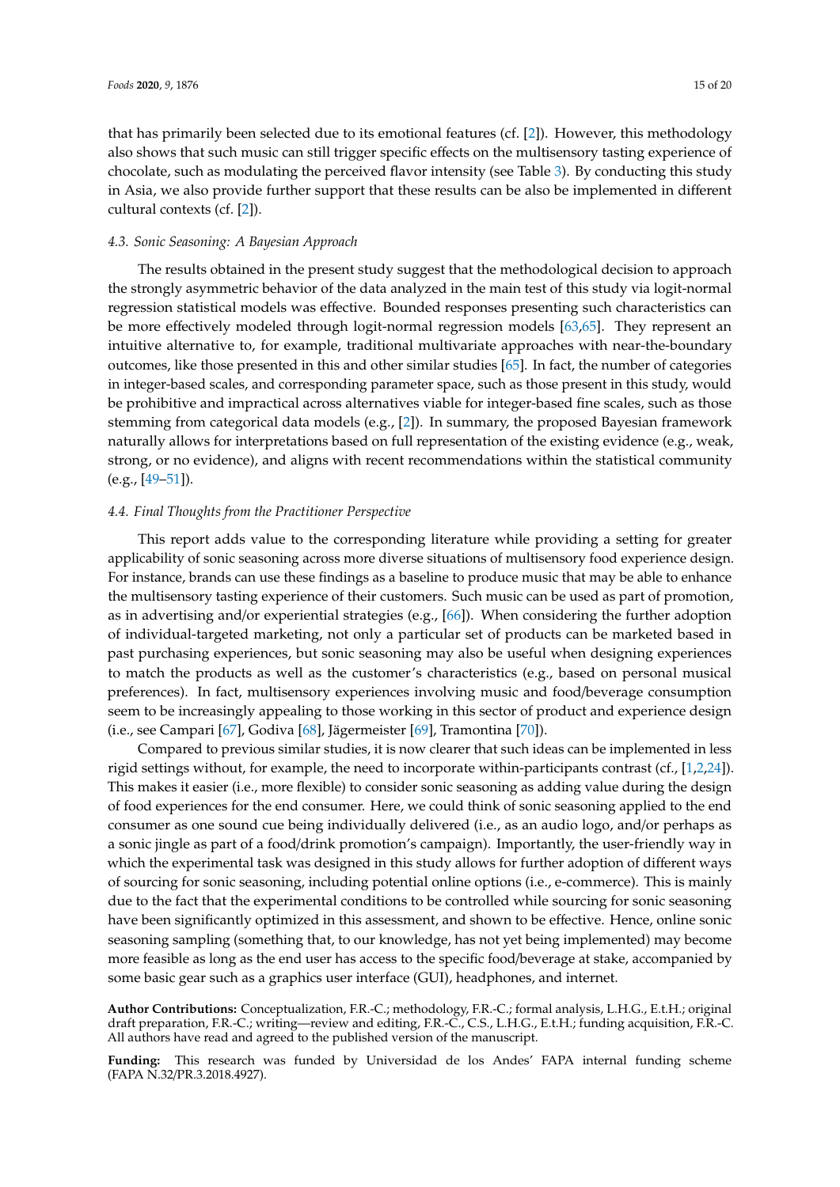that has primarily been selected due to its emotional features (cf. [2]). However, this methodology also shows that such music can still trigger specific effects on the multisensory tasting experience of chocolate, such as modulating the perceived flavor intensity (see Table 3). By conducting this study in Asia, we also provide further support that these results can be also be implemented in different cultural contexts (cf. [2]).

### 4.3. Sonic Seasoning: A Bayesian Approach

The results obtained in the present study suggest that the methodological decision to approach the strongly asymmetric behavior of the data analyzed in the main test of this study via logit-normal regression statistical models was effective. Bounded responses presenting such characteristics can be more effectively modeled through logit-normal regression models [63,65]. They represent an intuitive alternative to, for example, traditional multivariate approaches with near-the-boundary outcomes, like those presented in this and other similar studies [65]. In fact, the number of categories in integer-based scales, and corresponding parameter space, such as those present in this study, would be prohibitive and impractical across alternatives viable for integer-based fine scales, such as those stemming from categorical data models (e.g., [2]). In summary, the proposed Bayesian framework naturally allows for interpretations based on full representation of the existing evidence (e.g., weak, strong, or no evidence), and aligns with recent recommendations within the statistical community (e.g., [49–51]).

### 4.4. Final Thoughts from the Practitioner Perspective

This report adds value to the corresponding literature while providing a setting for greater applicability of sonic seasoning across more diverse situations of multisensory food experience design. For instance, brands can use these findings as a baseline to produce music that may be able to enhance the multisensory tasting experience of their customers. Such music can be used as part of promotion, as in advertising and/or experiential strategies (e.g., [66]). When considering the further adoption of individual-targeted marketing, not only a particular set of products can be marketed based in past purchasing experiences, but sonic seasoning may also be useful when designing experiences to match the products as well as the customer's characteristics (e.g., based on personal musical preferences). In fact, multisensory experiences involving music and food/beverage consumption seem to be increasingly appealing to those working in this sector of product and experience design (i.e., see Campari [67], Godiva [68], Jägermeister [69], Tramontina [70]).

Compared to previous similar studies, it is now clearer that such ideas can be implemented in less rigid settings without, for example, the need to incorporate within-participants contrast (cf., [1,2,24]). This makes it easier (i.e., more flexible) to consider sonic seasoning as adding value during the design of food experiences for the end consumer. Here, we could think of sonic seasoning applied to the end consumer as one sound cue being individually delivered (i.e., as an audio logo, and/or perhaps as a sonic jingle as part of a food/drink promotion's campaign). Importantly, the user-friendly way in which the experimental task was designed in this study allows for further adoption of different ways of sourcing for sonic seasoning, including potential online options (i.e., e-commerce). This is mainly due to the fact that the experimental conditions to be controlled while sourcing for sonic seasoning have been significantly optimized in this assessment, and shown to be effective. Hence, online sonic seasoning sampling (something that, to our knowledge, has not yet being implemented) may become more feasible as long as the end user has access to the specific food/beverage at stake, accompanied by some basic gear such as a graphics user interface (GUI), headphones, and internet.

**Author Contributions:** Conceptualization, F.R.-C.; methodology, F.R.-C.; formal analysis, L.H.G., E.t.H.; original draft preparation, F.R.-C.; writing—review and editing, F.R.-C., C.S., L.H.G., E.t.H.; funding acquisition, F.R.-C. All authors have read and agreed to the published version of the manuscript.

**Funding:** This research was funded by Universidad de los Andes' FAPA internal funding scheme (FAPA N.32/PR.3.2018.4927).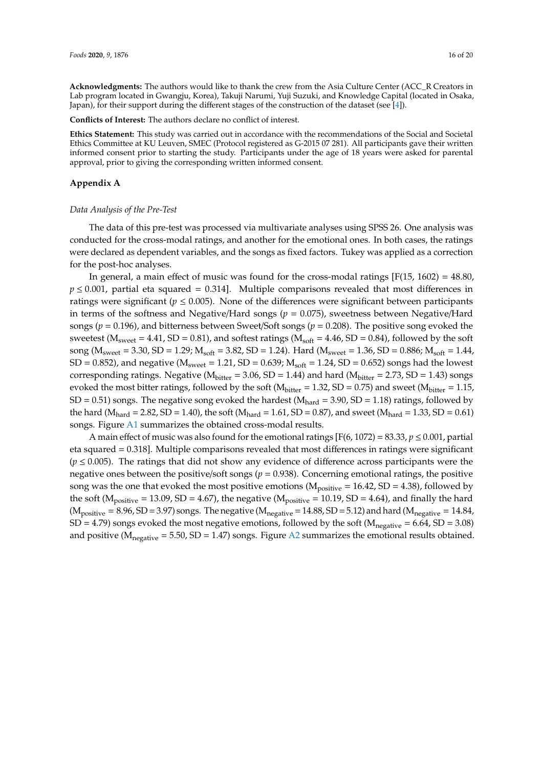**Acknowledgments:** The authors would like to thank the crew from the Asia Culture Center (ACC_R Creators in Lab program located in Gwangju, Korea), Takuji Narumi, Yuji Suzuki, and Knowledge Capital (located in Osaka, Japan), for their support during the different stages of the construction of the dataset (see [4]).

**Conflicts of Interest:** The authors declare no conflict of interest.

**Ethics Statement:** This study was carried out in accordance with the recommendations of the Social and Societal Ethics Committee at KU Leuven, SMEC (Protocol registered as G-2015 07 281). All participants gave their written informed consent prior to starting the study. Participants under the age of 18 years were asked for parental approval, prior to giving the corresponding written informed consent.

## Appendix A

### *Data Analysis of the Pre-Test*

The data of this pre-test was processed via multivariate analyses using SPSS 26. One analysis was conducted for the cross-modal ratings, and another for the emotional ones. In both cases, the ratings were declared as dependent variables, and the songs as fixed factors. Tukey was applied as a correction for the post-hoc analyses.

In general, a main effect of music was found for the cross-modal ratings [$F(15, 1602) = 48.80$, $p \leq 0.001$, partial eta squared = 0.314]. Multiple comparisons revealed that most differences in ratings were significant ($p \leq 0.005$). None of the differences were significant between participants in terms of the softness and Negative/Hard songs ($p = 0.075$), sweetness between Negative/Hard songs ($p = 0.196$), and bitterness between Sweet/Soft songs ($p = 0.208$). The positive song evoked the sweetest ($M_{sweet} = 4.41$, SD = 0.81), and softest ratings ($M_{soft} = 4.46$, SD = 0.84), followed by the soft song ($M_{sweet} = 3.30$, SD = 1.29; $M_{soft} = 3.82$, SD = 1.24). Hard ($M_{sweet} = 1.36$, SD = 0.886; $M_{soft} = 1.44$, SD = 0.852), and negative ($M_{sweet} = 1.21$, SD = 0.639; $M_{soft} = 1.24$, SD = 0.652) songs had the lowest corresponding ratings. Negative ($M_{bitter} = 3.06$, SD = 1.44) and hard ($M_{bitter} = 2.73$, SD = 1.43) songs evoked the most bitter ratings, followed by the soft ($M_{bitter} = 1.32$, SD = 0.75) and sweet ($M_{bitter} = 1.15$, SD = 0.51) songs. The negative song evoked the hardest ($M_{hard} = 3.90$, SD = 1.18) ratings, followed by the hard ($M_{hard} = 2.82$, SD = 1.40), the soft ($M_{hard} = 1.61$, SD = 0.87), and sweet ($M_{hard} = 1.33$, SD = 0.61) songs. Figure A1 summarizes the obtained cross-modal results.

A main effect of music was also found for the emotional ratings [$F(6, 1072) = 83.33$, $p \leq 0.001$, partial eta squared = 0.318]. Multiple comparisons revealed that most differences in ratings were significant ($p \leq 0.005$). The ratings that did not show any evidence of difference across participants were the negative ones between the positive/soft songs ($p = 0.938$). Concerning emotional ratings, the positive song was the one that evoked the most positive emotions ($M_{positive} = 16.42$, SD = 4.38), followed by the soft ($M_{positive} = 13.09$, SD = 4.67), the negative ($M_{positive} = 10.19$, SD = 4.64), and finally the hard ($M_{positive} = 8.96$, SD = 3.97) songs. The negative ($M_{negative} = 14.88$, SD = 5.12) and hard ($M_{negative} = 14.84$, SD = 4.79) songs evoked the most negative emotions, followed by the soft ($M_{negative} = 6.64$, SD = 3.08) and positive ($M_{negative} = 5.50$, SD = 1.47) songs. Figure A2 summarizes the emotional results obtained.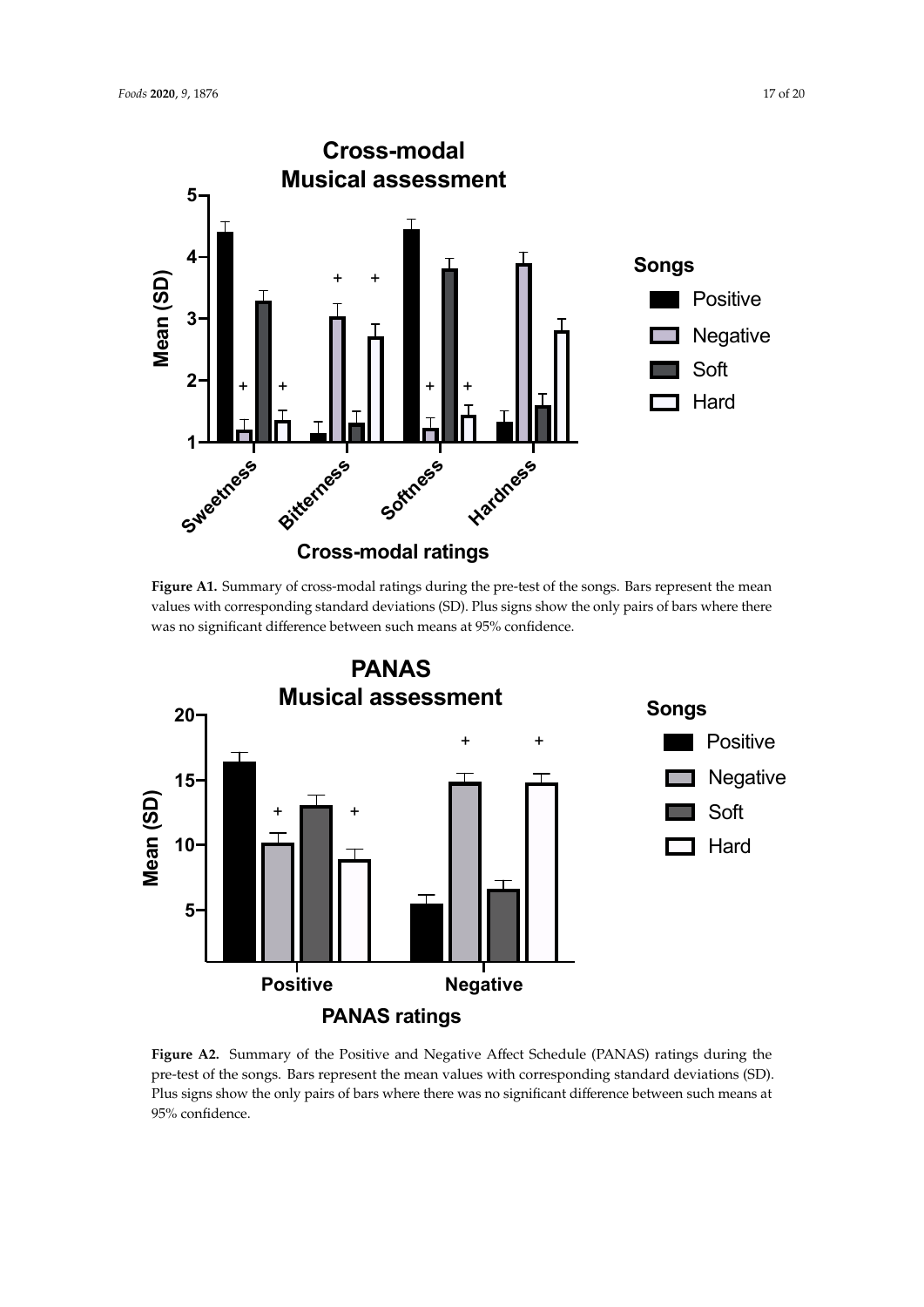**Figure A1.** Summary of cross-modal ratings during the pre-test of the songs. Bars represent the mean values with corresponding standard deviations (SD). Plus signs show the only pairs of bars where there was no significant difference between such means at 95% confidence.

**Figure A2.** Summary of the Positive and Negative Affect Schedule (PANAS) ratings during the pre-test of the songs. Bars represent the mean values with corresponding standard deviations (SD). Plus signs show the only pairs of bars where there was no significant difference between such means at 95% confidence.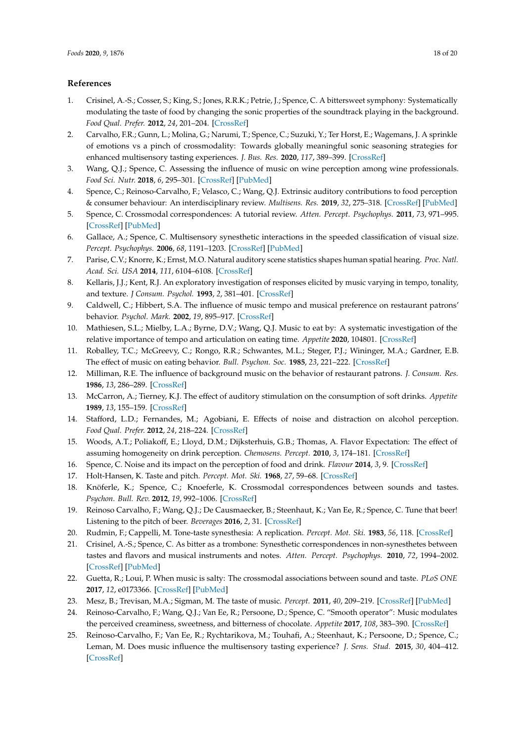## References

1. Crisinel, A.-S.; Cosser, S.; King, S.; Jones, R.R.K.; Petrie, J.; Spence, C. A bittersweet symphony: Systematically modulating the taste of food by changing the sonic properties of the soundtrack playing in the background. *Food Qual. Prefer.* **2012**, *24*, 201–204. [CrossRef]
2. Carvalho, F.R.; Gunn, L.; Molina, G.; Narumi, T.; Spence, C.; Suzuki, Y.; Ter Horst, E.; Wagemans, J. A sprinkle of emotions vs a pinch of crossmodality: Towards globally meaningful sonic seasoning strategies for enhanced multisensory tasting experiences. *J. Bus. Res.* **2020**, *117*, 389–399. [CrossRef]
3. Wang, Q.J.; Spence, C. Assessing the influence of music on wine perception among wine professionals. *Food Sci. Nutr.* **2018**, *6*, 295–301. [CrossRef] [PubMed]
4. Spence, C.; Reinoso-Carvalho, F.; Velasco, C.; Wang, Q.J. Extrinsic auditory contributions to food perception & consumer behaviour: An interdisciplinary review. *Multisens. Res.* **2019**, *32*, 275–318. [CrossRef] [PubMed]
5. Spence, C. Crossmodal correspondences: A tutorial review. *Atten. Percept. Psychophys.* **2011**, *73*, 971–995. [CrossRef] [PubMed]
6. Gallace, A.; Spence, C. Multisensory synesthetic interactions in the speeded classification of visual size. *Percept. Psychophys.* **2006**, *68*, 1191–1203. [CrossRef] [PubMed]
7. Parise, C.V.; Knorre, K.; Ernst, M.O. Natural auditory scene statistics shapes human spatial hearing. *Proc. Natl. Acad. Sci. USA* **2014**, *111*, 6104–6108. [CrossRef]
8. Kellaris, J.J.; Kent, R.J. An exploratory investigation of responses elicited by music varying in tempo, tonality, and texture. *J Consum. Psychol.* **1993**, *2*, 381–401. [CrossRef]
9. Caldwell, C.; Hibbert, S.A. The influence of music tempo and musical preference on restaurant patrons' behavior. *Psychol. Mark.* **2002**, *19*, 895–917. [CrossRef]
10. Mathiesen, S.L.; Mielby, L.A.; Byrne, D.V.; Wang, Q.J. Music to eat by: A systematic investigation of the relative importance of tempo and articulation on eating time. *Appetite* **2020**, 104801. [CrossRef]
11. Roballey, T.C.; McGreevy, C.; Rongo, R.R.; Schwantes, M.L.; Steger, P.J.; Wininger, M.A.; Gardner, E.B. The effect of music on eating behavior. *Bull. Psychon. Soc.* **1985**, *23*, 221–222. [CrossRef]
12. Milliman, R.E. The influence of background music on the behavior of restaurant patrons. *J. Consum. Res.* **1986**, *13*, 286–289. [CrossRef]
13. McCarron, A.; Tierney, K.J. The effect of auditory stimulation on the consumption of soft drinks. *Appetite* **1989**, *13*, 155–159. [CrossRef]
14. Stafford, L.D.; Fernandes, M.; Agobiani, E. Effects of noise and distraction on alcohol perception. *Food Qual. Prefer.* **2012**, *24*, 218–224. [CrossRef]
15. Woods, A.T.; Poliakoff, E.; Lloyd, D.M.; Dijksterhuis, G.B.; Thomas, A. Flavor Expectation: The effect of assuming homogeneity on drink perception. *Chemosens. Percept.* **2010**, *3*, 174–181. [CrossRef]
16. Spence, C. Noise and its impact on the perception of food and drink. *Flavour* **2014**, *3*, 9. [CrossRef]
17. Holt-Hansen, K. Taste and pitch. *Percept. Mot. Ski.* **1968**, *27*, 59–68. [CrossRef]
18. Knöferle, K.; Spence, C.; Knoeferle, K. Crossmodal correspondences between sounds and tastes. *Psychon. Bull. Rev.* **2012**, *19*, 992–1006. [CrossRef]
19. Reinoso Carvalho, F.; Wang, Q.J.; De Causmaecker, B.; Steenhaut, K.; Van Ee, R.; Spence, C. Tune that beer! Listening to the pitch of beer. *Beverages* **2016**, *2*, 31. [CrossRef]
20. Rudmin, F.; Cappelli, M. Tone-taste synesthesia: A replication. *Percept. Mot. Ski.* **1983**, *56*, 118. [CrossRef]
21. Crisinel, A.-S.; Spence, C. As bitter as a trombone: Synesthetic correspondences in non-synesthetes between tastes and flavors and musical instruments and notes. *Atten. Percept. Psychophys.* **2010**, *72*, 1994–2002. [CrossRef] [PubMed]
22. Guetta, R.; Loui, P. When music is salty: The crossmodal associations between sound and taste. *PLoS ONE* **2017**, *12*, e0173366. [CrossRef] [PubMed]
23. Mesz, B.; Trevisan, M.A.; Sigman, M. The taste of music. *Percept.* **2011**, *40*, 209–219. [CrossRef] [PubMed]
24. Reinoso-Carvalho, F.; Wang, Q.J.; Van Ee, R.; Persoone, D.; Spence, C. "Smooth operator": Music modulates the perceived creaminess, sweetness, and bitterness of chocolate. *Appetite* **2017**, *108*, 383–390. [CrossRef]
25. Reinoso-Carvalho, F.; Van Ee, R.; Rychtarikova, M.; Touhafi, A.; Steenhaut, K.; Persoone, D.; Spence, C.; Leman, M. Does music influence the multisensory tasting experience? *J. Sens. Stud.* **2015**, *30*, 404–412. [CrossRef]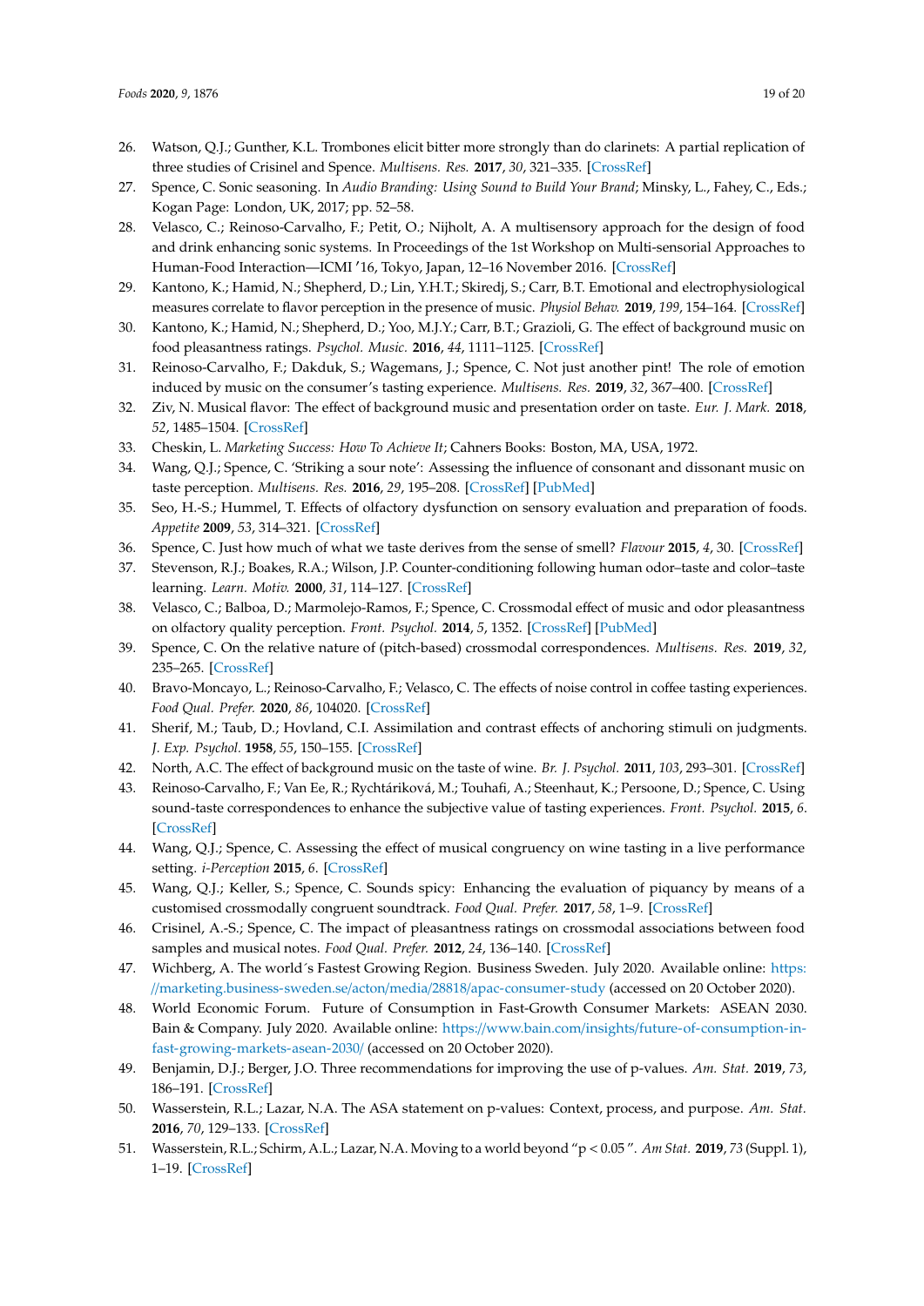26. Watson, Q.J.; Gunther, K.L. Trombones elicit bitter more strongly than do clarinets: A partial replication of three studies of Crisinel and Spence. *Multisens. Res.* **2017**, *30*, 321–335. [CrossRef]
27. Spence, C. Sonic seasoning. In *Audio Branding: Using Sound to Build Your Brand*; Minsky, L., Fahey, C., Eds.; Kogan Page: London, UK, 2017; pp. 52–58.
28. Velasco, C.; Reinoso-Carvalho, F.; Petit, O.; Nijholt, A. A multisensory approach for the design of food and drink enhancing sonic systems. In Proceedings of the 1st Workshop on Multi-sensorial Approaches to Human-Food Interaction—ICMI '16, Tokyo, Japan, 12–16 November 2016. [CrossRef]
29. Kantono, K.; Hamid, N.; Shepherd, D.; Lin, Y.H.T.; Skiredj, S.; Carr, B.T. Emotional and electrophysiological measures correlate to flavor perception in the presence of music. *Physiol Behav.* **2019**, *199*, 154–164. [CrossRef]
30. Kantono, K.; Hamid, N.; Shepherd, D.; Yoo, M.J.Y.; Carr, B.T.; Grazioli, G. The effect of background music on food pleasantness ratings. *Psychol. Music.* **2016**, *44*, 1111–1125. [CrossRef]
31. Reinoso-Carvalho, F.; Dakduk, S.; Wagemans, J.; Spence, C. Not just another pint! The role of emotion induced by music on the consumer's tasting experience. *Multisens. Res.* **2019**, *32*, 367–400. [CrossRef]
32. Ziv, N. Musical flavor: The effect of background music and presentation order on taste. *Eur. J. Mark.* **2018**, *52*, 1485–1504. [CrossRef]
33. Cheskin, L. *Marketing Success: How To Achieve It*; Cahners Books: Boston, MA, USA, 1972.
34. Wang, Q.J.; Spence, C. 'Striking a sour note': Assessing the influence of consonant and dissonant music on taste perception. *Multisens. Res.* **2016**, *29*, 195–208. [CrossRef] [PubMed]
35. Seo, H.-S.; Hummel, T. Effects of olfactory dysfunction on sensory evaluation and preparation of foods. *Appetite* **2009**, *53*, 314–321. [CrossRef]
36. Spence, C. Just how much of what we taste derives from the sense of smell? *Flavour* **2015**, *4*, 30. [CrossRef]
37. Stevenson, R.J.; Boakes, R.A.; Wilson, J.P. Counter-conditioning following human odor–taste and color–taste learning. *Learn. Motiv.* **2000**, *31*, 114–127. [CrossRef]
38. Velasco, C.; Balboa, D.; Marmolejo-Ramos, F.; Spence, C. Crossmodal effect of music and odor pleasantness on olfactory quality perception. *Front. Psychol.* **2014**, *5*, 1352. [CrossRef] [PubMed]
39. Spence, C. On the relative nature of (pitch-based) crossmodal correspondences. *Multisens. Res.* **2019**, *32*, 235–265. [CrossRef]
40. Bravo-Moncayo, L.; Reinoso-Carvalho, F.; Velasco, C. The effects of noise control in coffee tasting experiences. *Food Qual. Prefer.* **2020**, *86*, 104020. [CrossRef]
41. Sherif, M.; Taub, D.; Hovland, C.I. Assimilation and contrast effects of anchoring stimuli on judgments. *J. Exp. Psychol.* **1958**, *55*, 150–155. [CrossRef]
42. North, A.C. The effect of background music on the taste of wine. *Br. J. Psychol.* **2011**, *103*, 293–301. [CrossRef]
43. Reinoso-Carvalho, F.; Van Ee, R.; Rychtáriková, M.; Touhafi, A.; Steenhaut, K.; Persoone, D.; Spence, C. Using sound-taste correspondences to enhance the subjective value of tasting experiences. *Front. Psychol.* **2015**, *6*. [CrossRef]
44. Wang, Q.J.; Spence, C. Assessing the effect of musical congruency on wine tasting in a live performance setting. *i-Perception* **2015**, *6*. [CrossRef]
45. Wang, Q.J.; Keller, S.; Spence, C. Sounds spicy: Enhancing the evaluation of piquancy by means of a customised crossmodally congruent soundtrack. *Food Qual. Prefer.* **2017**, *58*, 1–9. [CrossRef]
46. Crisinel, A.-S.; Spence, C. The impact of pleasantness ratings on crossmodal associations between food samples and musical notes. *Food Qual. Prefer.* **2012**, *24*, 136–140. [CrossRef]
47. Wichberg, A. The world´s Fastest Growing Region. Business Sweden. July 2020. Available online: https://marketing.business-sweden.se/acton/media/28818/apac-consumer-study (accessed on 20 October 2020).
48. World Economic Forum. Future of Consumption in Fast-Growth Consumer Markets: ASEAN 2030. Bain & Company. July 2020. Available online: https://www.bain.com/insights/future-of-consumption-in-fast-growing-markets-asean-2030/ (accessed on 20 October 2020).
49. Benjamin, D.J.; Berger, J.O. Three recommendations for improving the use of p-values. *Am. Stat.* **2019**, *73*, 186–191. [CrossRef]
50. Wasserstein, R.L.; Lazar, N.A. The ASA statement on p-values: Context, process, and purpose. *Am. Stat.* **2016**, *70*, 129–133. [CrossRef]
51. Wasserstein, R.L.; Schirm, A.L.; Lazar, N.A. Moving to a world beyond "$p < 0.05$". *Am Stat.* **2019**, *73* (Suppl. 1), 1–19. [CrossRef]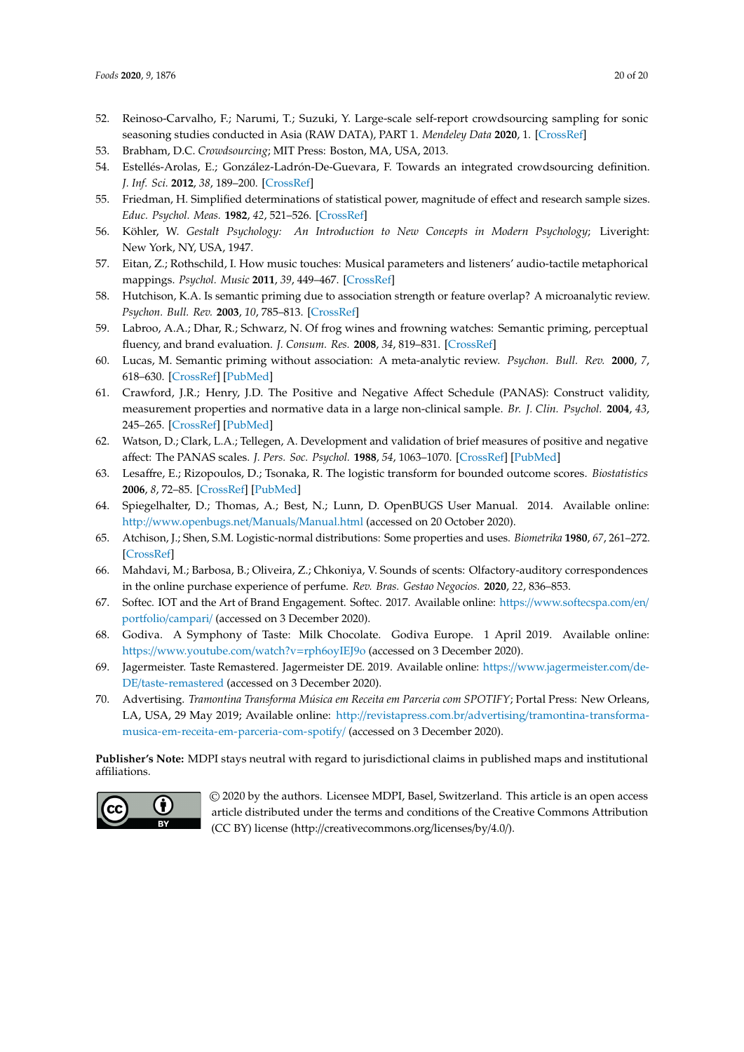52. Reinoso-Carvalho, F.; Narumi, T.; Suzuki, Y. Large-scale self-report crowdsourcing sampling for sonic seasoning studies conducted in Asia (RAW DATA), PART 1. *Mendeley Data* **2020**, 1. [CrossRef]
53. Brabham, D.C. *Crowdsourcing*; MIT Press: Boston, MA, USA, 2013.
54. Estellés-Arolas, E.; González-Ladrón-De-Guevara, F. Towards an integrated crowdsourcing definition. *J. Inf. Sci.* **2012**, *38*, 189–200. [CrossRef]
55. Friedman, H. Simplified determinations of statistical power, magnitude of effect and research sample sizes. *Educ. Psychol. Meas.* **1982**, *42*, 521–526. [CrossRef]
56. Köhler, W. *Gestalt Psychology: An Introduction to New Concepts in Modern Psychology*; Liveright: New York, NY, USA, 1947.
57. Eitan, Z.; Rothschild, I. How music touches: Musical parameters and listeners' audio-tactile metaphorical mappings. *Psychol. Music* **2011**, *39*, 449–467. [CrossRef]
58. Hutchison, K.A. Is semantic priming due to association strength or feature overlap? A microanalytic review. *Psychon. Bull. Rev.* **2003**, *10*, 785–813. [CrossRef]
59. Labroo, A.A.; Dhar, R.; Schwarz, N. Of frog wines and frowning watches: Semantic priming, perceptual fluency, and brand evaluation. *J. Consum. Res.* **2008**, *34*, 819–831. [CrossRef]
60. Lucas, M. Semantic priming without association: A meta-analytic review. *Psychon. Bull. Rev.* **2000**, *7*, 618–630. [CrossRef] [PubMed]
61. Crawford, J.R.; Henry, J.D. The Positive and Negative Affect Schedule (PANAS): Construct validity, measurement properties and normative data in a large non-clinical sample. *Br. J. Clin. Psychol.* **2004**, *43*, 245–265. [CrossRef] [PubMed]
62. Watson, D.; Clark, L.A.; Tellegen, A. Development and validation of brief measures of positive and negative affect: The PANAS scales. *J. Pers. Soc. Psychol.* **1988**, *54*, 1063–1070. [CrossRef] [PubMed]
63. Lesaffre, E.; Rizopoulos, D.; Tsonaka, R. The logistic transform for bounded outcome scores. *Biostatistics* **2006**, *8*, 72–85. [CrossRef] [PubMed]
64. Spiegelhalter, D.; Thomas, A.; Best, N.; Lunn, D. OpenBUGS User Manual. 2014. Available online: http://www.openbugs.net/Manuals/Manual.html (accessed on 20 October 2020).
65. Atchison, J.; Shen, S.M. Logistic-normal distributions: Some properties and uses. *Biometrika* **1980**, *67*, 261–272. [CrossRef]
66. Mahdavi, M.; Barbosa, B.; Oliveira, Z.; Chkoniya, V. Sounds of scents: Olfactory-auditory correspondences in the online purchase experience of perfume. *Rev. Bras. Gestao Negocios.* **2020**, *22*, 836–853.
67. Softec. IOT and the Art of Brand Engagement. Softec. 2017. Available online: https://www.softecspa.com/en/portfolio/campari/ (accessed on 3 December 2020).
68. Godiva. A Symphony of Taste: Milk Chocolate. Godiva Europe. 1 April 2019. Available online: https://www.youtube.com/watch?v=rph6oyIEJ9o (accessed on 3 December 2020).
69. Jagermeister. Taste Remastered. Jagermeister DE. 2019. Available online: https://www.jagermeister.com/de-DE/taste-remastered (accessed on 3 December 2020).
70. Advertising. *Tramontina Transforma Música em Receita em Parceria com SPOTIFY*; Portal Press: New Orleans, LA, USA, 29 May 2019; Available online: http://revistapress.com.br/advertising/tramontina-transforma-musica-em-receita-em-parceria-com-spotify/ (accessed on 3 December 2020).

**Publisher's Note:** MDPI stays neutral with regard to jurisdictional claims in published maps and institutional affiliations.

© 2020 by the authors. Licensee MDPI, Basel, Switzerland. This article is an open access article distributed under the terms and conditions of the Creative Commons Attribution (CC BY) license (http://creativecommons.org/licenses/by/4.0/).